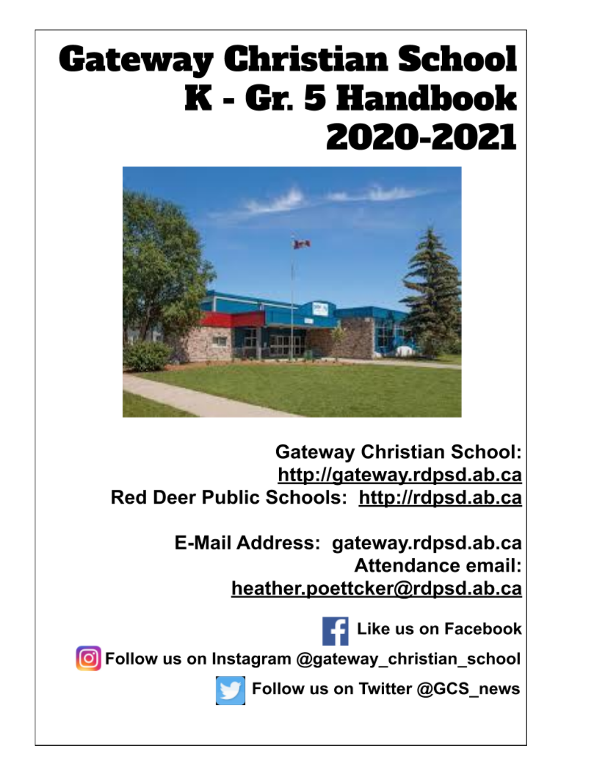# Gateway Christian School K - Gr. 5 Handbook 2020-2021

**Gateway Christian School:** http://gateway.rdpsd.ab.ca

**Red Deer Public Schools:** http://rdpsd.ab.ca

**E-Mail Address:** gateway.rdpsd.ab.ca

**Attendance email:** heather.poettcker@rdpsd.ab.ca

Like us on Facebook

Follow us on Instagram @gateway_christian_school

Follow us on Twitter @GCS_news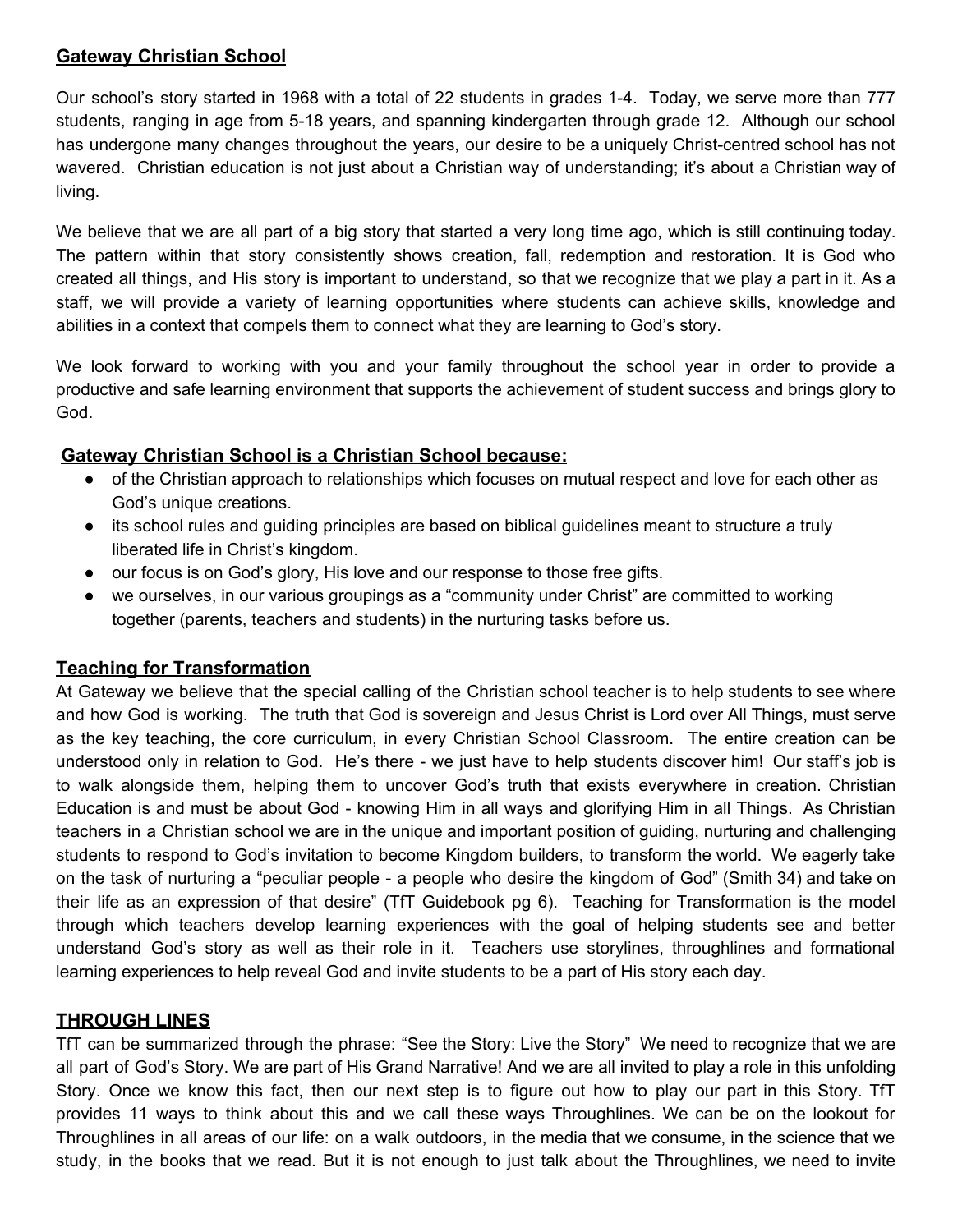## Gateway Christian School

Our school's story started in 1968 with a total of 22 students in grades 1-4. Today, we serve more than 777 students, ranging in age from 5-18 years, and spanning kindergarten through grade 12. Although our school has undergone many changes throughout the years, our desire to be a uniquely Christ-centred school has not wavered. Christian education is not just about a Christian way of understanding; it's about a Christian way of living.

We believe that we are all part of a big story that started a very long time ago, which is still continuing today. The pattern within that story consistently shows creation, fall, redemption and restoration. It is God who created all things, and His story is important to understand, so that we recognize that we play a part in it. As a staff, we will provide a variety of learning opportunities where students can achieve skills, knowledge and abilities in a context that compels them to connect what they are learning to God's story.

We look forward to working with you and your family throughout the school year in order to provide a productive and safe learning environment that supports the achievement of student success and brings glory to God.

### Gateway Christian School is a Christian School because:

- of the Christian approach to relationships which focuses on mutual respect and love for each other as God's unique creations.
- its school rules and guiding principles are based on biblical guidelines meant to structure a truly liberated life in Christ's kingdom.
- our focus is on God's glory, His love and our response to those free gifts.
- we ourselves, in our various groupings as a "community under Christ" are committed to working together (parents, teachers and students) in the nurturing tasks before us.

## Teaching for Transformation

At Gateway we believe that the special calling of the Christian school teacher is to help students to see where and how God is working. The truth that God is sovereign and Jesus Christ is Lord over All Things, must serve as the key teaching, the core curriculum, in every Christian School Classroom. The entire creation can be understood only in relation to God. He's there - we just have to help students discover him! Our staff's job is to walk alongside them, helping them to uncover God's truth that exists everywhere in creation. Christian Education is and must be about God - knowing Him in all ways and glorifying Him in all Things. As Christian teachers in a Christian school we are in the unique and important position of guiding, nurturing and challenging students to respond to God's invitation to become Kingdom builders, to transform the world. We eagerly take on the task of nurturing a "peculiar people - a people who desire the kingdom of God" (Smith 34) and take on their life as an expression of that desire" (TfT Guidebook pg 6). Teaching for Transformation is the model through which teachers develop learning experiences with the goal of helping students see and better understand God's story as well as their role in it. Teachers use storylines, throughlines and formational learning experiences to help reveal God and invite students to be a part of His story each day.

## THROUGH LINES

TfT can be summarized through the phrase: "See the Story: Live the Story" We need to recognize that we are all part of God's Story. We are part of His Grand Narrative! And we are all invited to play a role in this unfolding Story. Once we know this fact, then our next step is to figure out how to play our part in this Story. TfT provides 11 ways to think about this and we call these ways Throughlines. We can be on the lookout for Throughlines in all areas of our life: on a walk outdoors, in the media that we consume, in the science that we study, in the books that we read. But it is not enough to just talk about the Throughlines, we need to invite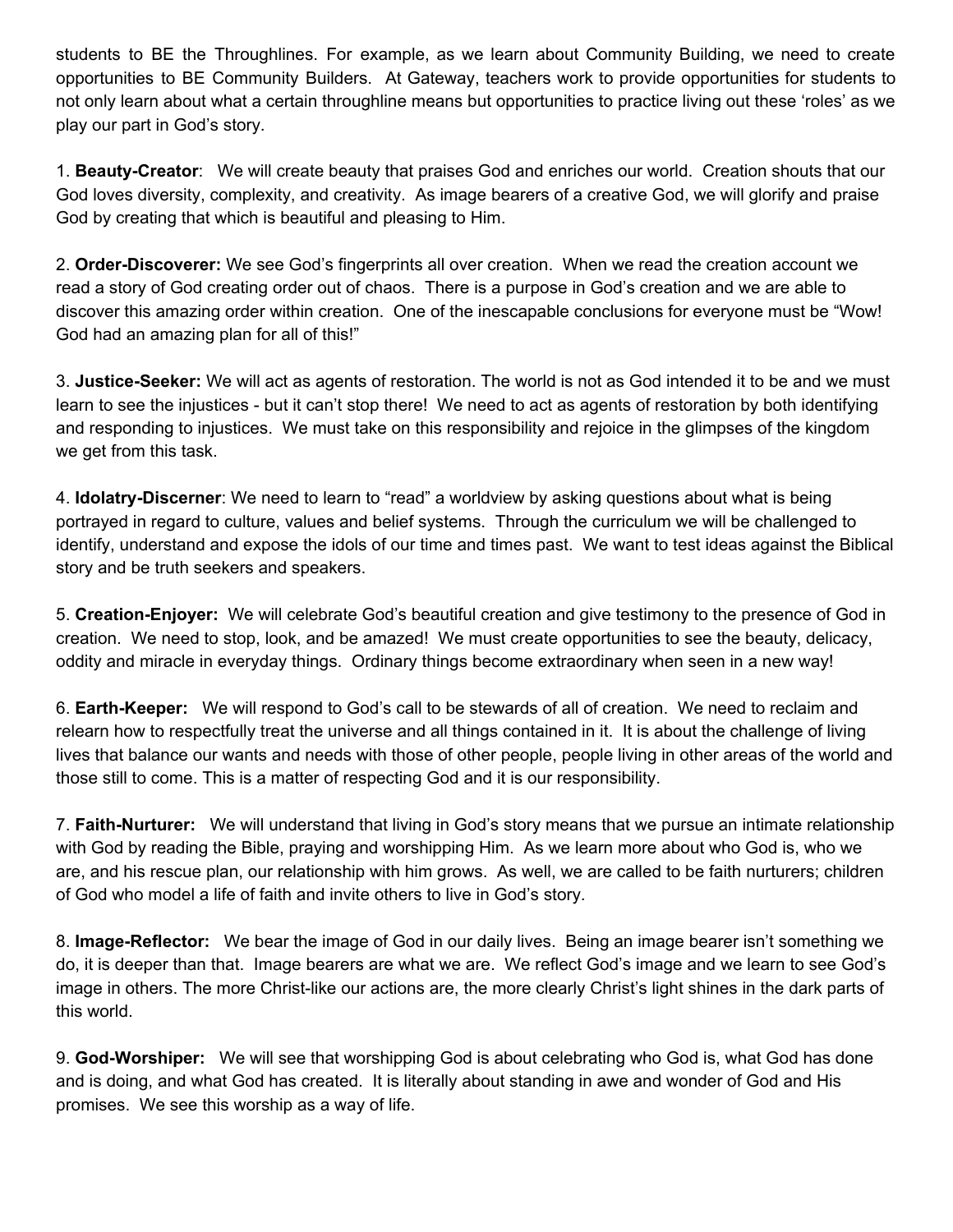students to BE the Throughlines. For example, as we learn about Community Building, we need to create opportunities to BE Community Builders. At Gateway, teachers work to provide opportunities for students to not only learn about what a certain throughline means but opportunities to practice living out these 'roles' as we play our part in God's story.

1. **Beauty-Creator**: We will create beauty that praises God and enriches our world. Creation shouts that our God loves diversity, complexity, and creativity. As image bearers of a creative God, we will glorify and praise God by creating that which is beautiful and pleasing to Him.

2. **Order-Discoverer:** We see God's fingerprints all over creation. When we read the creation account we read a story of God creating order out of chaos. There is a purpose in God's creation and we are able to discover this amazing order within creation. One of the inescapable conclusions for everyone must be "Wow! God had an amazing plan for all of this!"

3. **Justice-Seeker:** We will act as agents of restoration. The world is not as God intended it to be and we must learn to see the injustices - but it can't stop there! We need to act as agents of restoration by both identifying and responding to injustices. We must take on this responsibility and rejoice in the glimpses of the kingdom we get from this task.

4. **Idolatry-Discerner**: We need to learn to "read" a worldview by asking questions about what is being portrayed in regard to culture, values and belief systems. Through the curriculum we will be challenged to identify, understand and expose the idols of our time and times past. We want to test ideas against the Biblical story and be truth seekers and speakers.

5. **Creation-Enjoyer:** We will celebrate God's beautiful creation and give testimony to the presence of God in creation. We need to stop, look, and be amazed! We must create opportunities to see the beauty, delicacy, oddity and miracle in everyday things. Ordinary things become extraordinary when seen in a new way!

6. **Earth-Keeper:** We will respond to God's call to be stewards of all of creation. We need to reclaim and relearn how to respectfully treat the universe and all things contained in it. It is about the challenge of living lives that balance our wants and needs with those of other people, people living in other areas of the world and those still to come. This is a matter of respecting God and it is our responsibility.

7. **Faith-Nurturer:** We will understand that living in God's story means that we pursue an intimate relationship with God by reading the Bible, praying and worshipping Him. As we learn more about who God is, who we are, and his rescue plan, our relationship with him grows. As well, we are called to be faith nurturers; children of God who model a life of faith and invite others to live in God's story.

8. **Image-Reflector:** We bear the image of God in our daily lives. Being an image bearer isn't something we do, it is deeper than that. Image bearers are what we are. We reflect God's image and we learn to see God's image in others. The more Christ-like our actions are, the more clearly Christ's light shines in the dark parts of this world.

9. **God-Worshiper:** We will see that worshipping God is about celebrating who God is, what God has done and is doing, and what God has created. It is literally about standing in awe and wonder of God and His promises. We see this worship as a way of life.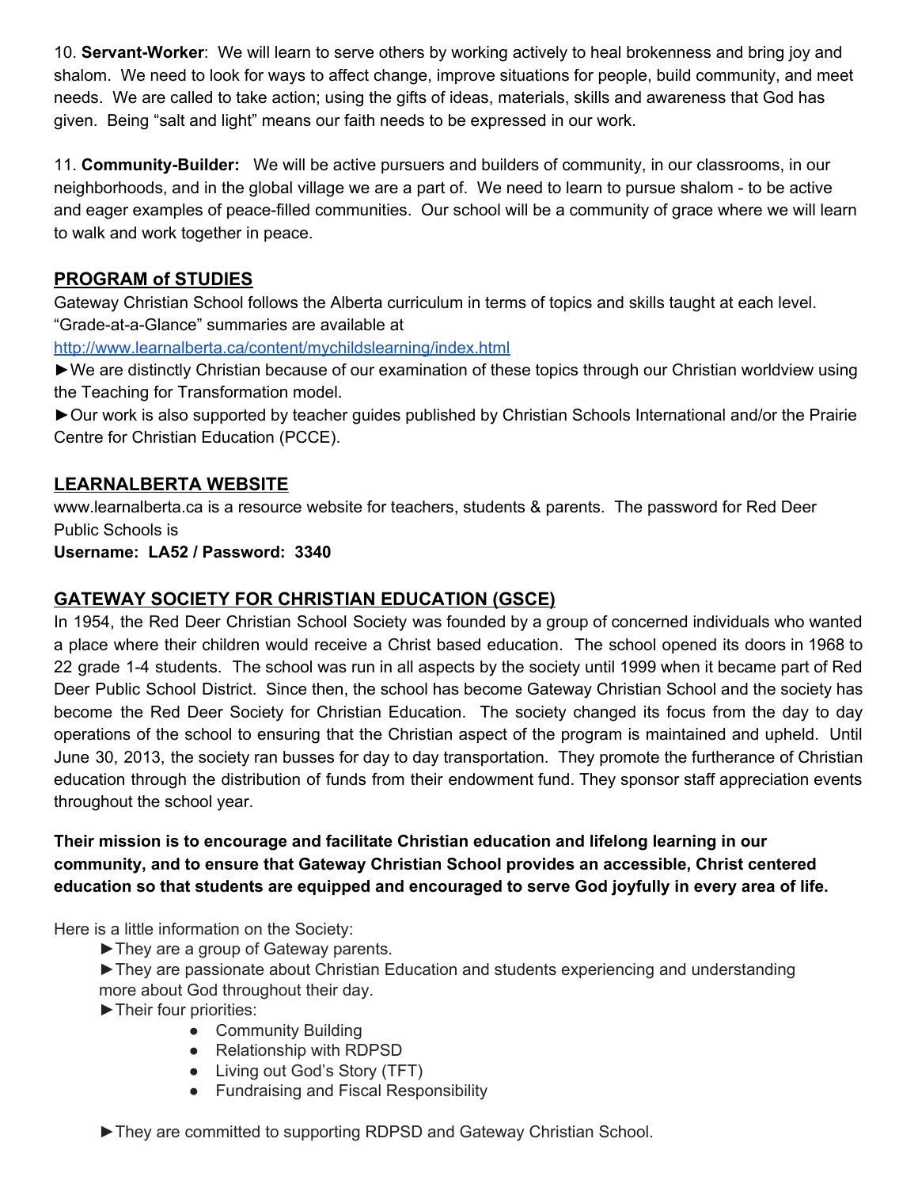10. **Servant-Worker**: We will learn to serve others by working actively to heal brokenness and bring joy and shalom. We need to look for ways to affect change, improve situations for people, build community, and meet needs. We are called to take action; using the gifts of ideas, materials, skills and awareness that God has given. Being "salt and light" means our faith needs to be expressed in our work.

11. **Community-Builder:** We will be active pursuers and builders of community, in our classrooms, in our neighborhoods, and in the global village we are a part of. We need to learn to pursue shalom - to be active and eager examples of peace-filled communities. Our school will be a community of grace where we will learn to walk and work together in peace.

## PROGRAM of STUDIES

Gateway Christian School follows the Alberta curriculum in terms of topics and skills taught at each level. "Grade-at-a-Glance" summaries are available at
http://www.learnalberta.ca/content/mychildslearning/index.html

►We are distinctly Christian because of our examination of these topics through our Christian worldview using the Teaching for Transformation model.

►Our work is also supported by teacher guides published by Christian Schools International and/or the Prairie Centre for Christian Education (PCCE).

## LEARNALBERTA WEBSITE

www.learnalberta.ca is a resource website for teachers, students & parents. The password for Red Deer Public Schools is
**Username: LA52 / Password: 3340**

## GATEWAY SOCIETY FOR CHRISTIAN EDUCATION (GSCE)

In 1954, the Red Deer Christian School Society was founded by a group of concerned individuals who wanted a place where their children would receive a Christ based education. The school opened its doors in 1968 to 22 grade 1-4 students. The school was run in all aspects by the society until 1999 when it became part of Red Deer Public School District. Since then, the school has become Gateway Christian School and the society has become the Red Deer Society for Christian Education. The society changed its focus from the day to day operations of the school to ensuring that the Christian aspect of the program is maintained and upheld. Until June 30, 2013, the society ran busses for day to day transportation. They promote the furtherance of Christian education through the distribution of funds from their endowment fund. They sponsor staff appreciation events throughout the school year.

**Their mission is to encourage and facilitate Christian education and lifelong learning in our community, and to ensure that Gateway Christian School provides an accessible, Christ centered education so that students are equipped and encouraged to serve God joyfully in every area of life.**

Here is a little information on the Society:

►They are a group of Gateway parents.

►They are passionate about Christian Education and students experiencing and understanding more about God throughout their day.

►Their four priorities:

- Community Building
- Relationship with RDPSD
- Living out God's Story (TFT)
- Fundraising and Fiscal Responsibility

►They are committed to supporting RDPSD and Gateway Christian School.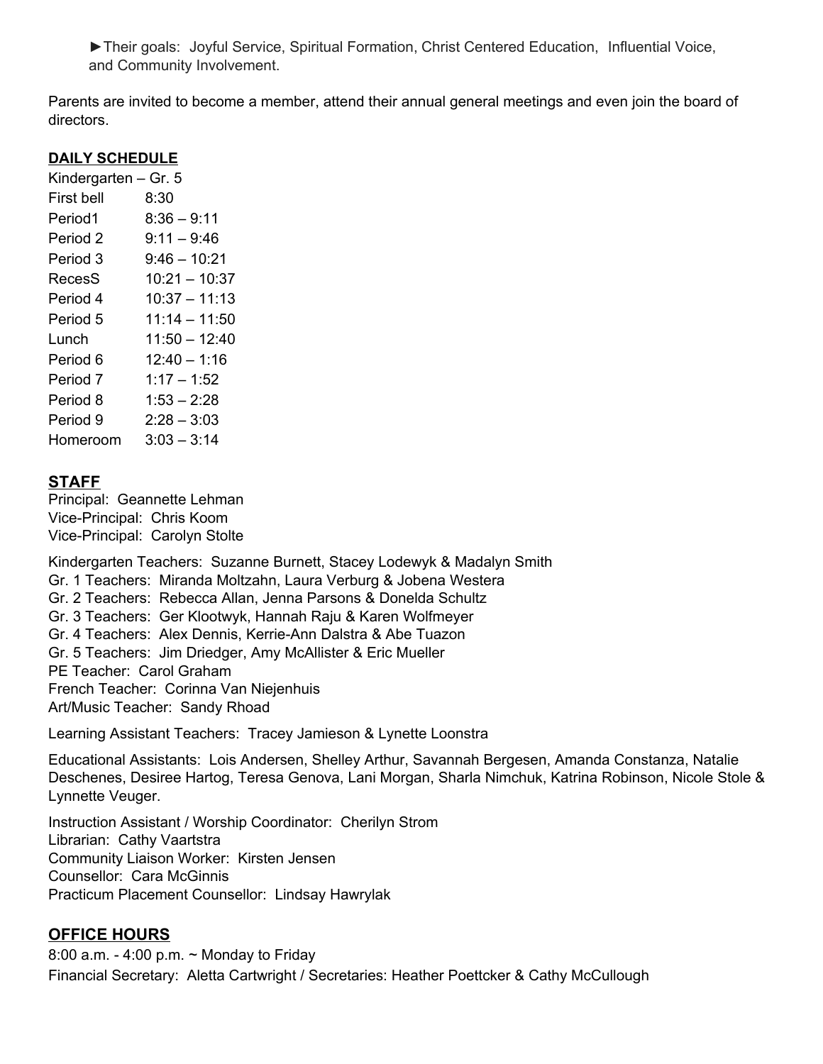►Their goals: Joyful Service, Spiritual Formation, Christ Centered Education, Influential Voice, and Community Involvement.

Parents are invited to become a member, attend their annual general meetings and even join the board of directors.

## DAILY SCHEDULE

Kindergarten – Gr. 5

| | |
|---|---|
| First bell | 8:30 |
| Period1 | 8:36 – 9:11 |
| Period 2 | 9:11 – 9:46 |
| Period 3 | 9:46 – 10:21 |
| RecesS | 10:21 – 10:37 |
| Period 4 | 10:37 – 11:13 |
| Period 5 | 11:14 – 11:50 |
| Lunch | 11:50 – 12:40 |
| Period 6 | 12:40 – 1:16 |
| Period 7 | 1:17 – 1:52 |
| Period 8 | 1:53 – 2:28 |
| Period 9 | 2:28 – 3:03 |
| Homeroom | 3:03 – 3:14 |

## STAFF

Principal: Geannette Lehman
Vice-Principal: Chris Koom
Vice-Principal: Carolyn Stolte

Kindergarten Teachers: Suzanne Burnett, Stacey Lodewyk & Madalyn Smith
Gr. 1 Teachers: Miranda Moltzahn, Laura Verburg & Jobena Westera
Gr. 2 Teachers: Rebecca Allan, Jenna Parsons & Donelda Schultz
Gr. 3 Teachers: Ger Klootwyk, Hannah Raju & Karen Wolfmeyer
Gr. 4 Teachers: Alex Dennis, Kerrie-Ann Dalstra & Abe Tuazon
Gr. 5 Teachers: Jim Driedger, Amy McAllister & Eric Mueller
PE Teacher: Carol Graham
French Teacher: Corinna Van Niejenhuis
Art/Music Teacher: Sandy Rhoad

Learning Assistant Teachers: Tracey Jamieson & Lynette Loonstra

Educational Assistants: Lois Andersen, Shelley Arthur, Savannah Bergesen, Amanda Constanza, Natalie Deschenes, Desiree Hartog, Teresa Genova, Lani Morgan, Sharla Nimchuk, Katrina Robinson, Nicole Stole & Lynnette Veuger.

Instruction Assistant / Worship Coordinator: Cherilyn Strom
Librarian: Cathy Vaartstra
Community Liaison Worker: Kirsten Jensen
Counsellor: Cara McGinnis
Practicum Placement Counsellor: Lindsay Hawrylak

## OFFICE HOURS

8:00 a.m. - 4:00 p.m. ~ Monday to Friday
Financial Secretary: Aletta Cartwright / Secretaries: Heather Poettcker & Cathy McCullough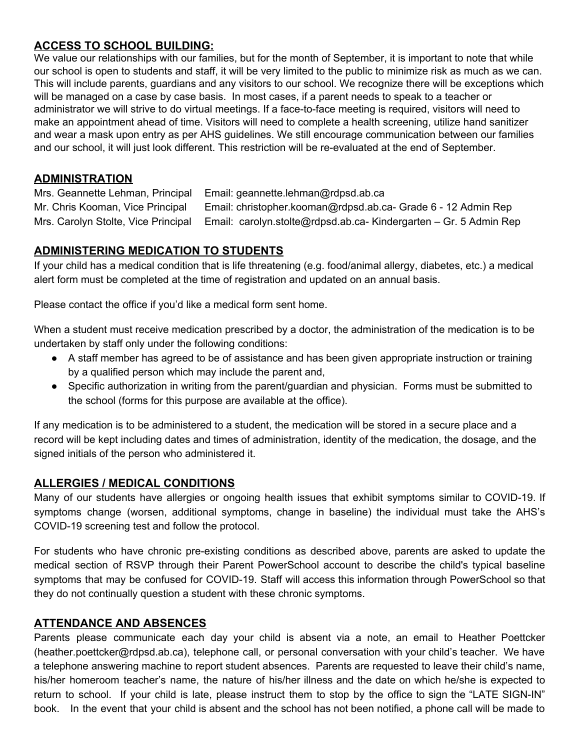## ACCESS TO SCHOOL BUILDING:

We value our relationships with our families, but for the month of September, it is important to note that while our school is open to students and staff, it will be very limited to the public to minimize risk as much as we can. This will include parents, guardians and any visitors to our school. We recognize there will be exceptions which will be managed on a case by case basis. In most cases, if a parent needs to speak to a teacher or administrator we will strive to do virtual meetings. If a face-to-face meeting is required, visitors will need to make an appointment ahead of time. Visitors will need to complete a health screening, utilize hand sanitizer and wear a mask upon entry as per AHS guidelines. We still encourage communication between our families and our school, it will just look different. This restriction will be re-evaluated at the end of September.

## ADMINISTRATION

Mrs. Geannette Lehman, Principal Email: geannette.lehman@rdpsd.ab.ca
Mr. Chris Kooman, Vice Principal Email: christopher.kooman@rdpsd.ab.ca- Grade 6 - 12 Admin Rep
Mrs. Carolyn Stolte, Vice Principal Email: carolyn.stolte@rdpsd.ab.ca- Kindergarten – Gr. 5 Admin Rep

## ADMINISTERING MEDICATION TO STUDENTS

If your child has a medical condition that is life threatening (e.g. food/animal allergy, diabetes, etc.) a medical alert form must be completed at the time of registration and updated on an annual basis.

Please contact the office if you'd like a medical form sent home.

When a student must receive medication prescribed by a doctor, the administration of the medication is to be undertaken by staff only under the following conditions:

- A staff member has agreed to be of assistance and has been given appropriate instruction or training by a qualified person which may include the parent and,
- Specific authorization in writing from the parent/guardian and physician. Forms must be submitted to the school (forms for this purpose are available at the office).

If any medication is to be administered to a student, the medication will be stored in a secure place and a record will be kept including dates and times of administration, identity of the medication, the dosage, and the signed initials of the person who administered it.

## ALLERGIES / MEDICAL CONDITIONS

Many of our students have allergies or ongoing health issues that exhibit symptoms similar to COVID-19. If symptoms change (worsen, additional symptoms, change in baseline) the individual must take the AHS's COVID-19 screening test and follow the protocol.

For students who have chronic pre-existing conditions as described above, parents are asked to update the medical section of RSVP through their Parent PowerSchool account to describe the child's typical baseline symptoms that may be confused for COVID-19. Staff will access this information through PowerSchool so that they do not continually question a student with these chronic symptoms.

## ATTENDANCE AND ABSENCES

Parents please communicate each day your child is absent via a note, an email to Heather Poettcker (heather.poettcker@rdpsd.ab.ca), telephone call, or personal conversation with your child's teacher. We have a telephone answering machine to report student absences. Parents are requested to leave their child's name, his/her homeroom teacher's name, the nature of his/her illness and the date on which he/she is expected to return to school. If your child is late, please instruct them to stop by the office to sign the "LATE SIGN-IN" book. In the event that your child is absent and the school has not been notified, a phone call will be made to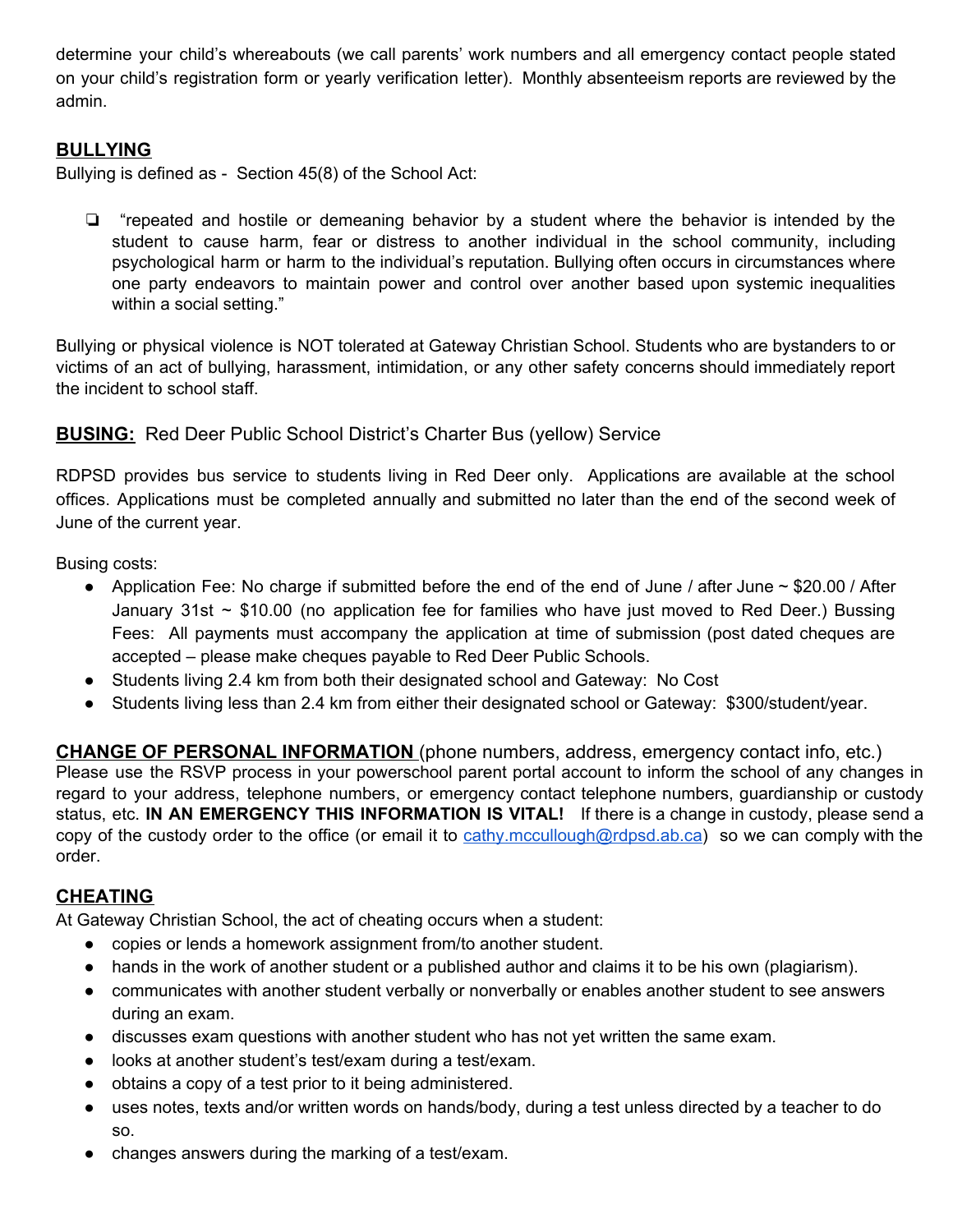determine your child's whereabouts (we call parents' work numbers and all emergency contact people stated on your child's registration form or yearly verification letter). Monthly absenteeism reports are reviewed by the admin.

## BULLYING

Bullying is defined as - Section 45(8) of the School Act:

- "repeated and hostile or demeaning behavior by a student where the behavior is intended by the student to cause harm, fear or distress to another individual in the school community, including psychological harm or harm to the individual's reputation. Bullying often occurs in circumstances where one party endeavors to maintain power and control over another based upon systemic inequalities within a social setting."

Bullying or physical violence is NOT tolerated at Gateway Christian School. Students who are bystanders to or victims of an act of bullying, harassment, intimidation, or any other safety concerns should immediately report the incident to school staff.

## BUSING: Red Deer Public School District's Charter Bus (yellow) Service

RDPSD provides bus service to students living in Red Deer only. Applications are available at the school offices. Applications must be completed annually and submitted no later than the end of the second week of June of the current year.

Busing costs:

- Application Fee: No charge if submitted before the end of the end of June / after June ~ $20.00 / After January 31st ~ $10.00 (no application fee for families who have just moved to Red Deer.) Bussing Fees: All payments must accompany the application at time of submission (post dated cheques are accepted – please make cheques payable to Red Deer Public Schools.
- Students living 2.4 km from both their designated school and Gateway: No Cost
- Students living less than 2.4 km from either their designated school or Gateway: $300/student/year.

## CHANGE OF PERSONAL INFORMATION (phone numbers, address, emergency contact info, etc.)

Please use the RSVP process in your powerschool parent portal account to inform the school of any changes in regard to your address, telephone numbers, or emergency contact telephone numbers, guardianship or custody status, etc. **IN AN EMERGENCY THIS INFORMATION IS VITAL!** If there is a change in custody, please send a copy of the custody order to the office (or email it to cathy.mccullough@rdpsd.ab.ca) so we can comply with the order.

## CHEATING

At Gateway Christian School, the act of cheating occurs when a student:

- copies or lends a homework assignment from/to another student.
- hands in the work of another student or a published author and claims it to be his own (plagiarism).
- communicates with another student verbally or nonverbally or enables another student to see answers during an exam.
- discusses exam questions with another student who has not yet written the same exam.
- looks at another student's test/exam during a test/exam.
- obtains a copy of a test prior to it being administered.
- uses notes, texts and/or written words on hands/body, during a test unless directed by a teacher to do so.
- changes answers during the marking of a test/exam.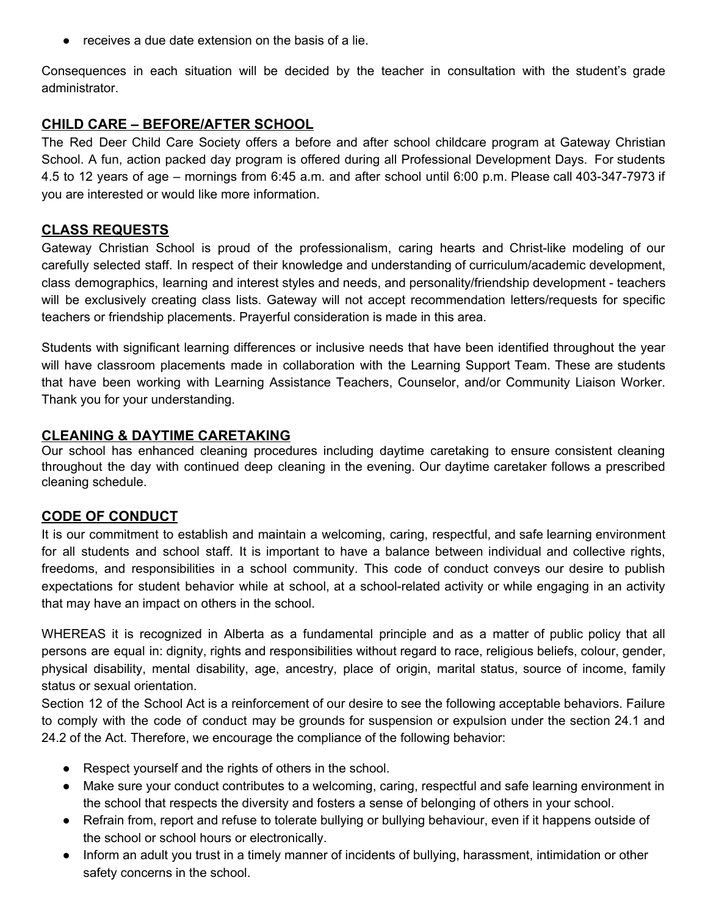- receives a due date extension on the basis of a lie.

Consequences in each situation will be decided by the teacher in consultation with the student's grade administrator.

## CHILD CARE – BEFORE/AFTER SCHOOL

The Red Deer Child Care Society offers a before and after school childcare program at Gateway Christian School. A fun, action packed day program is offered during all Professional Development Days. For students 4.5 to 12 years of age – mornings from 6:45 a.m. and after school until 6:00 p.m. Please call 403-347-7973 if you are interested or would like more information.

## CLASS REQUESTS

Gateway Christian School is proud of the professionalism, caring hearts and Christ-like modeling of our carefully selected staff. In respect of their knowledge and understanding of curriculum/academic development, class demographics, learning and interest styles and needs, and personality/friendship development - teachers will be exclusively creating class lists. Gateway will not accept recommendation letters/requests for specific teachers or friendship placements. Prayerful consideration is made in this area.

Students with significant learning differences or inclusive needs that have been identified throughout the year will have classroom placements made in collaboration with the Learning Support Team. These are students that have been working with Learning Assistance Teachers, Counselor, and/or Community Liaison Worker. Thank you for your understanding.

## CLEANING & DAYTIME CARETAKING

Our school has enhanced cleaning procedures including daytime caretaking to ensure consistent cleaning throughout the day with continued deep cleaning in the evening. Our daytime caretaker follows a prescribed cleaning schedule.

## CODE OF CONDUCT

It is our commitment to establish and maintain a welcoming, caring, respectful, and safe learning environment for all students and school staff. It is important to have a balance between individual and collective rights, freedoms, and responsibilities in a school community. This code of conduct conveys our desire to publish expectations for student behavior while at school, at a school-related activity or while engaging in an activity that may have an impact on others in the school.

WHEREAS it is recognized in Alberta as a fundamental principle and as a matter of public policy that all persons are equal in: dignity, rights and responsibilities without regard to race, religious beliefs, colour, gender, physical disability, mental disability, age, ancestry, place of origin, marital status, source of income, family status or sexual orientation.
Section 12 of the School Act is a reinforcement of our desire to see the following acceptable behaviors. Failure to comply with the code of conduct may be grounds for suspension or expulsion under the section 24.1 and 24.2 of the Act. Therefore, we encourage the compliance of the following behavior:

- Respect yourself and the rights of others in the school.
- Make sure your conduct contributes to a welcoming, caring, respectful and safe learning environment in the school that respects the diversity and fosters a sense of belonging of others in your school.
- Refrain from, report and refuse to tolerate bullying or bullying behaviour, even if it happens outside of the school or school hours or electronically.
- Inform an adult you trust in a timely manner of incidents of bullying, harassment, intimidation or other safety concerns in the school.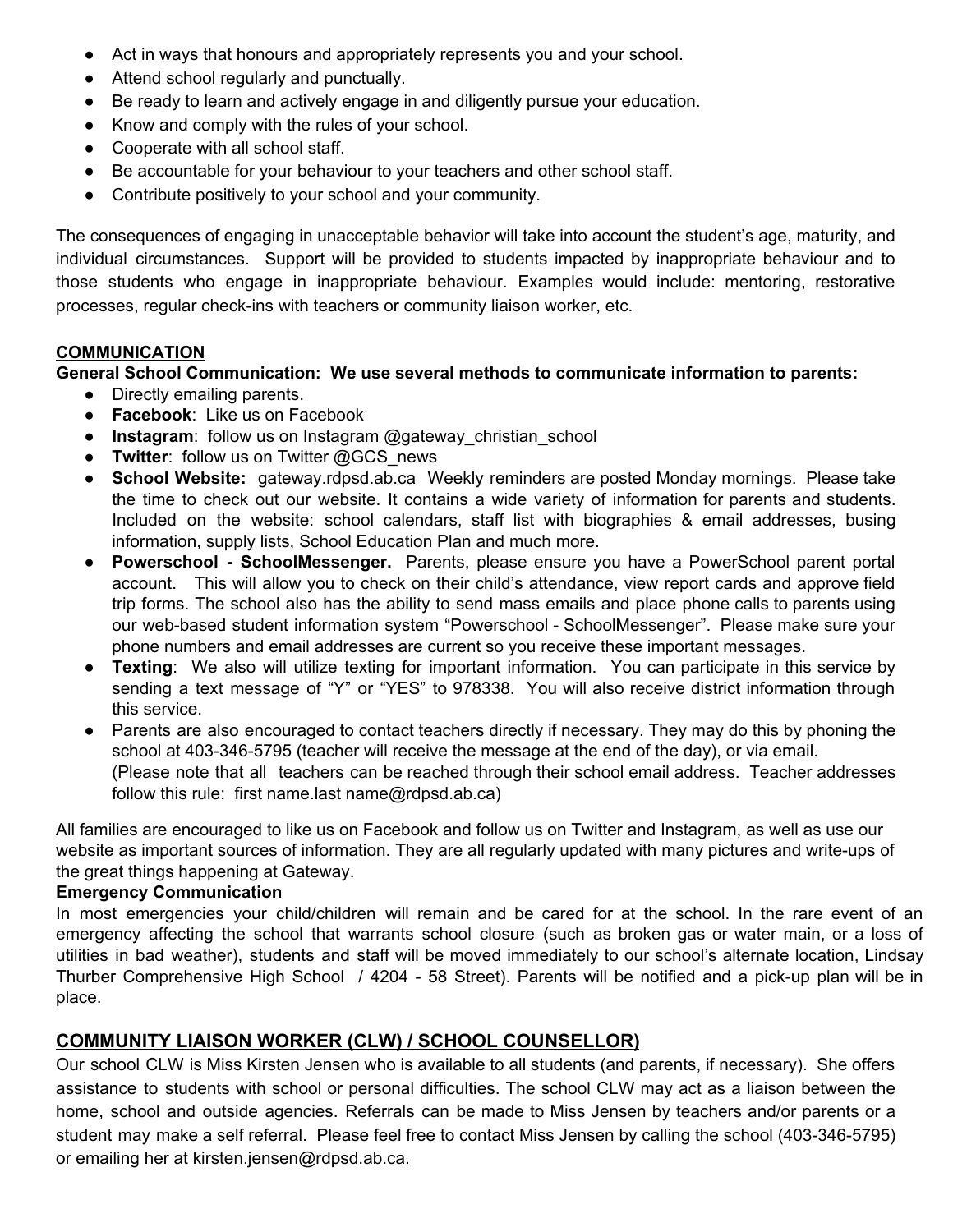- Act in ways that honours and appropriately represents you and your school.
- Attend school regularly and punctually.
- Be ready to learn and actively engage in and diligently pursue your education.
- Know and comply with the rules of your school.
- Cooperate with all school staff.
- Be accountable for your behaviour to your teachers and other school staff.
- Contribute positively to your school and your community.

The consequences of engaging in unacceptable behavior will take into account the student's age, maturity, and individual circumstances. Support will be provided to students impacted by inappropriate behaviour and to those students who engage in inappropriate behaviour. Examples would include: mentoring, restorative processes, regular check-ins with teachers or community liaison worker, etc.

## COMMUNICATION

**General School Communication: We use several methods to communicate information to parents:**

- Directly emailing parents.
- **Facebook**: Like us on Facebook
- **Instagram**: follow us on Instagram @gateway_christian_school
- **Twitter**: follow us on Twitter @GCS_news
- **School Website:** gateway.rdpsd.ab.ca Weekly reminders are posted Monday mornings. Please take the time to check out our website. It contains a wide variety of information for parents and students. Included on the website: school calendars, staff list with biographies & email addresses, busing information, supply lists, School Education Plan and much more.
- **Powerschool - SchoolMessenger.** Parents, please ensure you have a PowerSchool parent portal account. This will allow you to check on their child's attendance, view report cards and approve field trip forms. The school also has the ability to send mass emails and place phone calls to parents using our web-based student information system "Powerschool - SchoolMessenger". Please make sure your phone numbers and email addresses are current so you receive these important messages.
- **Texting**: We also will utilize texting for important information. You can participate in this service by sending a text message of "Y" or "YES" to 978338. You will also receive district information through this service.
- Parents are also encouraged to contact teachers directly if necessary. They may do this by phoning the school at 403-346-5795 (teacher will receive the message at the end of the day), or via email. (Please note that all teachers can be reached through their school email address. Teacher addresses follow this rule: first name.last name@rdpsd.ab.ca)

All families are encouraged to like us on Facebook and follow us on Twitter and Instagram, as well as use our website as important sources of information. They are all regularly updated with many pictures and write-ups of the great things happening at Gateway.

**Emergency Communication**

In most emergencies your child/children will remain and be cared for at the school. In the rare event of an emergency affecting the school that warrants school closure (such as broken gas or water main, or a loss of utilities in bad weather), students and staff will be moved immediately to our school's alternate location, Lindsay Thurber Comprehensive High School / 4204 - 58 Street). Parents will be notified and a pick-up plan will be in place.

## COMMUNITY LIAISON WORKER (CLW) / SCHOOL COUNSELLOR)

Our school CLW is Miss Kirsten Jensen who is available to all students (and parents, if necessary). She offers assistance to students with school or personal difficulties. The school CLW may act as a liaison between the home, school and outside agencies. Referrals can be made to Miss Jensen by teachers and/or parents or a student may make a self referral. Please feel free to contact Miss Jensen by calling the school (403-346-5795) or emailing her at kirsten.jensen@rdpsd.ab.ca.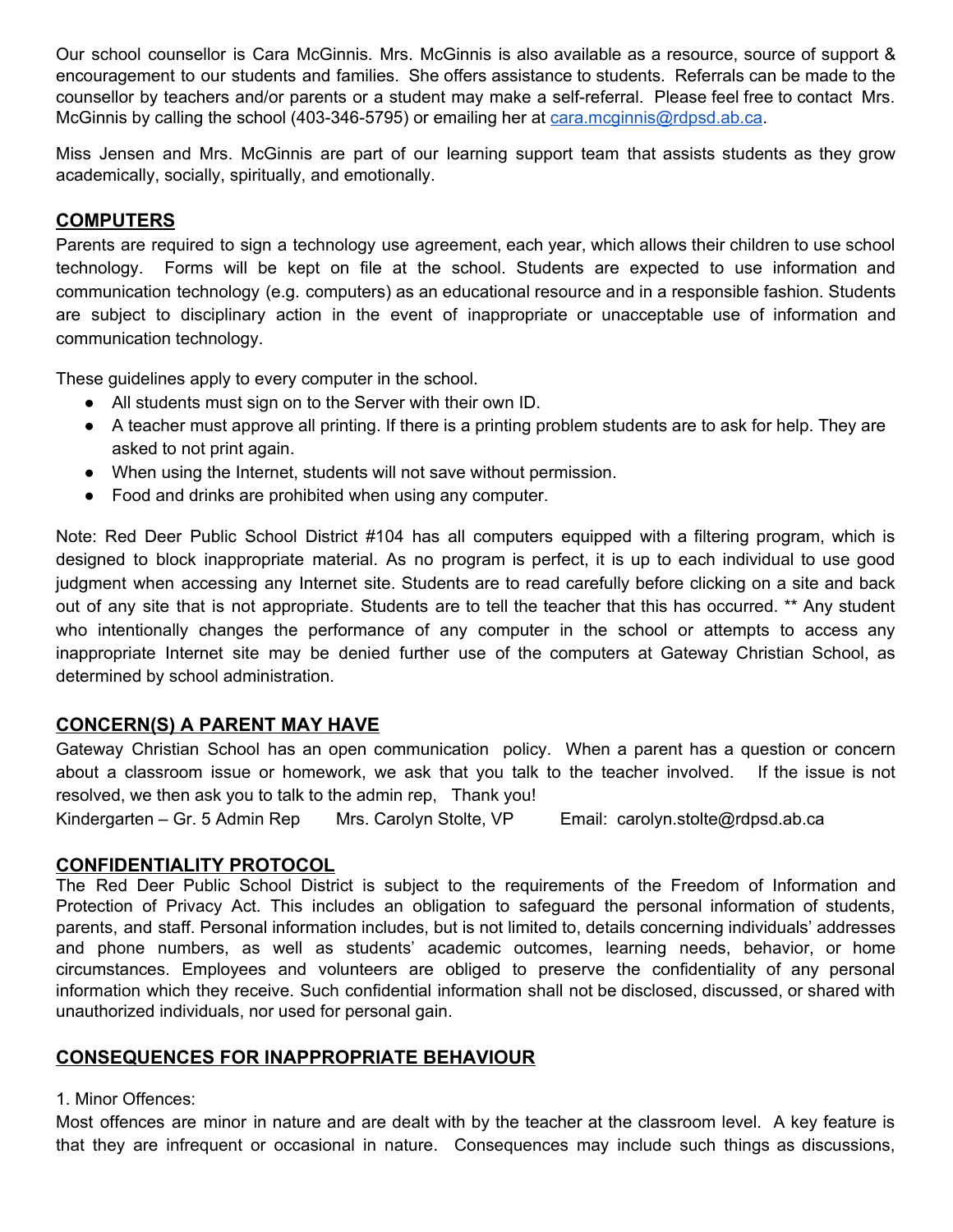Our school counsellor is Cara McGinnis. Mrs. McGinnis is also available as a resource, source of support & encouragement to our students and families. She offers assistance to students. Referrals can be made to the counsellor by teachers and/or parents or a student may make a self-referral. Please feel free to contact Mrs. McGinnis by calling the school (403-346-5795) or emailing her at [cara.mcginnis@rdpsd.ab.ca](mailto:cara.mcginnis@rdpsd.ab.ca).

Miss Jensen and Mrs. McGinnis are part of our learning support team that assists students as they grow academically, socially, spiritually, and emotionally.

## COMPUTERS

Parents are required to sign a technology use agreement, each year, which allows their children to use school technology. Forms will be kept on file at the school. Students are expected to use information and communication technology (e.g. computers) as an educational resource and in a responsible fashion. Students are subject to disciplinary action in the event of inappropriate or unacceptable use of information and communication technology.

These guidelines apply to every computer in the school.

- All students must sign on to the Server with their own ID.
- A teacher must approve all printing. If there is a printing problem students are to ask for help. They are asked to not print again.
- When using the Internet, students will not save without permission.
- Food and drinks are prohibited when using any computer.

Note: Red Deer Public School District #104 has all computers equipped with a filtering program, which is designed to block inappropriate material. As no program is perfect, it is up to each individual to use good judgment when accessing any Internet site. Students are to read carefully before clicking on a site and back out of any site that is not appropriate. Students are to tell the teacher that this has occurred. ** Any student who intentionally changes the performance of any computer in the school or attempts to access any inappropriate Internet site may be denied further use of the computers at Gateway Christian School, as determined by school administration.

## CONCERN(S) A PARENT MAY HAVE

Gateway Christian School has an open communication policy. When a parent has a question or concern about a classroom issue or homework, we ask that you talk to the teacher involved. If the issue is not resolved, we then ask you to talk to the admin rep, Thank you!

Kindergarten – Gr. 5 Admin Rep Mrs. Carolyn Stolte, VP Email: carolyn.stolte@rdpsd.ab.ca

## CONFIDENTIALITY PROTOCOL

The Red Deer Public School District is subject to the requirements of the Freedom of Information and Protection of Privacy Act. This includes an obligation to safeguard the personal information of students, parents, and staff. Personal information includes, but is not limited to, details concerning individuals' addresses and phone numbers, as well as students' academic outcomes, learning needs, behavior, or home circumstances. Employees and volunteers are obliged to preserve the confidentiality of any personal information which they receive. Such confidential information shall not be disclosed, discussed, or shared with unauthorized individuals, nor used for personal gain.

## CONSEQUENCES FOR INAPPROPRIATE BEHAVIOUR

1. Minor Offences:

Most offences are minor in nature and are dealt with by the teacher at the classroom level. A key feature is that they are infrequent or occasional in nature. Consequences may include such things as discussions,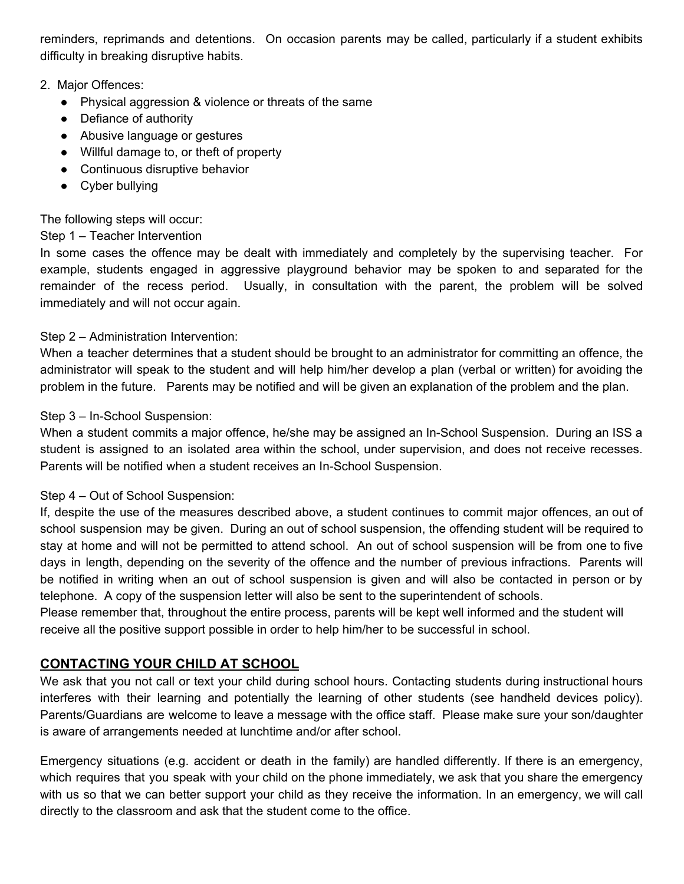reminders, reprimands and detentions. On occasion parents may be called, particularly if a student exhibits difficulty in breaking disruptive habits.

2. Major Offences:
   - Physical aggression & violence or threats of the same
   - Defiance of authority
   - Abusive language or gestures
   - Willful damage to, or theft of property
   - Continuous disruptive behavior
   - Cyber bullying

The following steps will occur:

Step 1 – Teacher Intervention

In some cases the offence may be dealt with immediately and completely by the supervising teacher. For example, students engaged in aggressive playground behavior may be spoken to and separated for the remainder of the recess period. Usually, in consultation with the parent, the problem will be solved immediately and will not occur again.

Step 2 – Administration Intervention:

When a teacher determines that a student should be brought to an administrator for committing an offence, the administrator will speak to the student and will help him/her develop a plan (verbal or written) for avoiding the problem in the future. Parents may be notified and will be given an explanation of the problem and the plan.

Step 3 – In-School Suspension:

When a student commits a major offence, he/she may be assigned an In-School Suspension. During an ISS a student is assigned to an isolated area within the school, under supervision, and does not receive recesses. Parents will be notified when a student receives an In-School Suspension.

Step 4 – Out of School Suspension:

If, despite the use of the measures described above, a student continues to commit major offences, an out of school suspension may be given. During an out of school suspension, the offending student will be required to stay at home and will not be permitted to attend school. An out of school suspension will be from one to five days in length, depending on the severity of the offence and the number of previous infractions. Parents will be notified in writing when an out of school suspension is given and will also be contacted in person or by telephone. A copy of the suspension letter will also be sent to the superintendent of schools.

Please remember that, throughout the entire process, parents will be kept well informed and the student will receive all the positive support possible in order to help him/her to be successful in school.

## CONTACTING YOUR CHILD AT SCHOOL

We ask that you not call or text your child during school hours. Contacting students during instructional hours interferes with their learning and potentially the learning of other students (see handheld devices policy). Parents/Guardians are welcome to leave a message with the office staff. Please make sure your son/daughter is aware of arrangements needed at lunchtime and/or after school.

Emergency situations (e.g. accident or death in the family) are handled differently. If there is an emergency, which requires that you speak with your child on the phone immediately, we ask that you share the emergency with us so that we can better support your child as they receive the information. In an emergency, we will call directly to the classroom and ask that the student come to the office.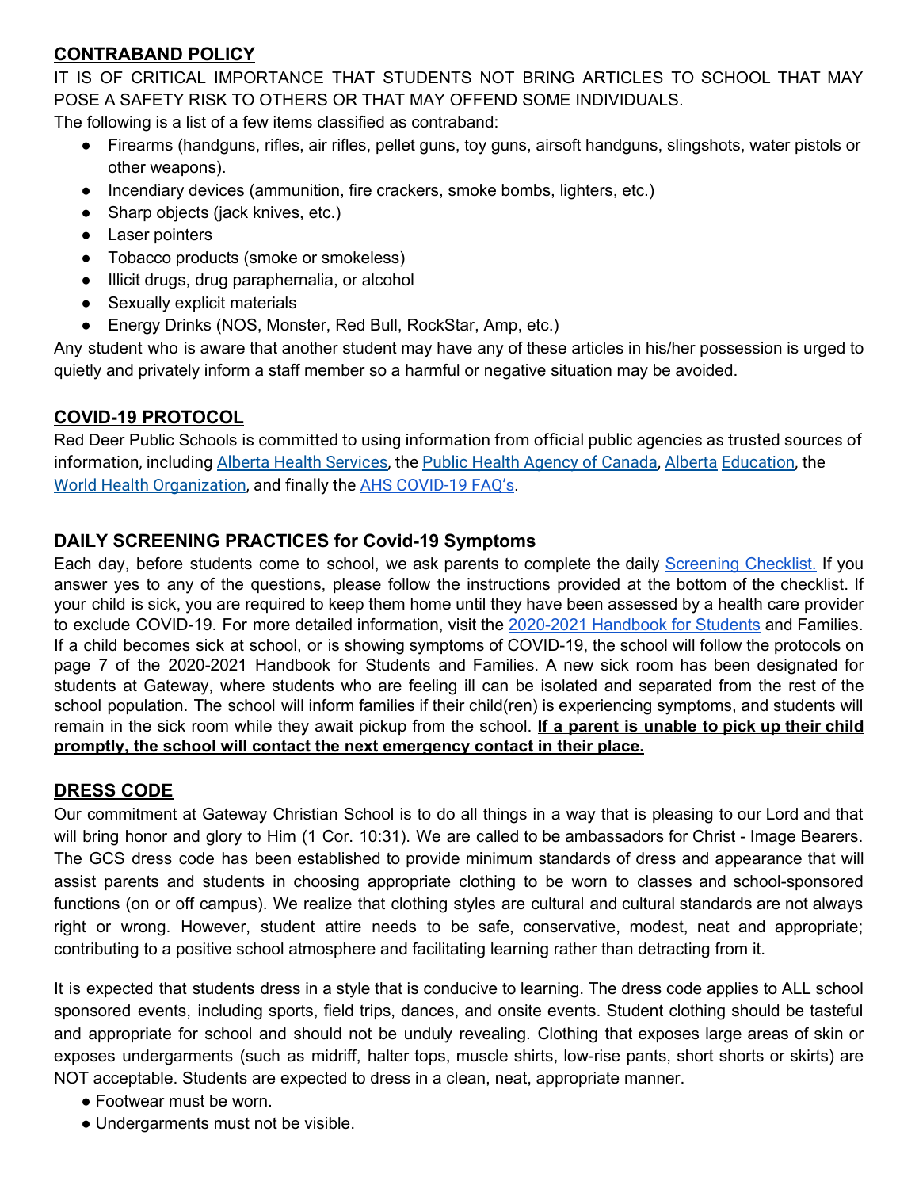## CONTRABAND POLICY

IT IS OF CRITICAL IMPORTANCE THAT STUDENTS NOT BRING ARTICLES TO SCHOOL THAT MAY POSE A SAFETY RISK TO OTHERS OR THAT MAY OFFEND SOME INDIVIDUALS.

The following is a list of a few items classified as contraband:

- Firearms (handguns, rifles, air rifles, pellet guns, toy guns, airsoft handguns, slingshots, water pistols or other weapons).
- Incendiary devices (ammunition, fire crackers, smoke bombs, lighters, etc.)
- Sharp objects (jack knives, etc.)
- Laser pointers
- Tobacco products (smoke or smokeless)
- Illicit drugs, drug paraphernalia, or alcohol
- Sexually explicit materials
- Energy Drinks (NOS, Monster, Red Bull, RockStar, Amp, etc.)

Any student who is aware that another student may have any of these articles in his/her possession is urged to quietly and privately inform a staff member so a harmful or negative situation may be avoided.

## COVID-19 PROTOCOL

Red Deer Public Schools is committed to using information from official public agencies as trusted sources of information, including Alberta Health Services, the Public Health Agency of Canada, Alberta Education, the World Health Organization, and finally the AHS COVID-19 FAQ's.

## DAILY SCREENING PRACTICES for Covid-19 Symptoms

Each day, before students come to school, we ask parents to complete the daily Screening Checklist. If you answer yes to any of the questions, please follow the instructions provided at the bottom of the checklist. If your child is sick, you are required to keep them home until they have been assessed by a health care provider to exclude COVID-19. For more detailed information, visit the 2020-2021 Handbook for Students and Families. If a child becomes sick at school, or is showing symptoms of COVID-19, the school will follow the protocols on page 7 of the 2020-2021 Handbook for Students and Families. A new sick room has been designated for students at Gateway, where students who are feeling ill can be isolated and separated from the rest of the school population. The school will inform families if their child(ren) is experiencing symptoms, and students will remain in the sick room while they await pickup from the school. **If a parent is unable to pick up their child promptly, the school will contact the next emergency contact in their place.**

## DRESS CODE

Our commitment at Gateway Christian School is to do all things in a way that is pleasing to our Lord and that will bring honor and glory to Him (1 Cor. 10:31). We are called to be ambassadors for Christ - Image Bearers. The GCS dress code has been established to provide minimum standards of dress and appearance that will assist parents and students in choosing appropriate clothing to be worn to classes and school-sponsored functions (on or off campus). We realize that clothing styles are cultural and cultural standards are not always right or wrong. However, student attire needs to be safe, conservative, modest, neat and appropriate; contributing to a positive school atmosphere and facilitating learning rather than detracting from it.

It is expected that students dress in a style that is conducive to learning. The dress code applies to ALL school sponsored events, including sports, field trips, dances, and onsite events. Student clothing should be tasteful and appropriate for school and should not be unduly revealing. Clothing that exposes large areas of skin or exposes undergarments (such as midriff, halter tops, muscle shirts, low-rise pants, short shorts or skirts) are NOT acceptable. Students are expected to dress in a clean, neat, appropriate manner.

- Footwear must be worn.
- Undergarments must not be visible.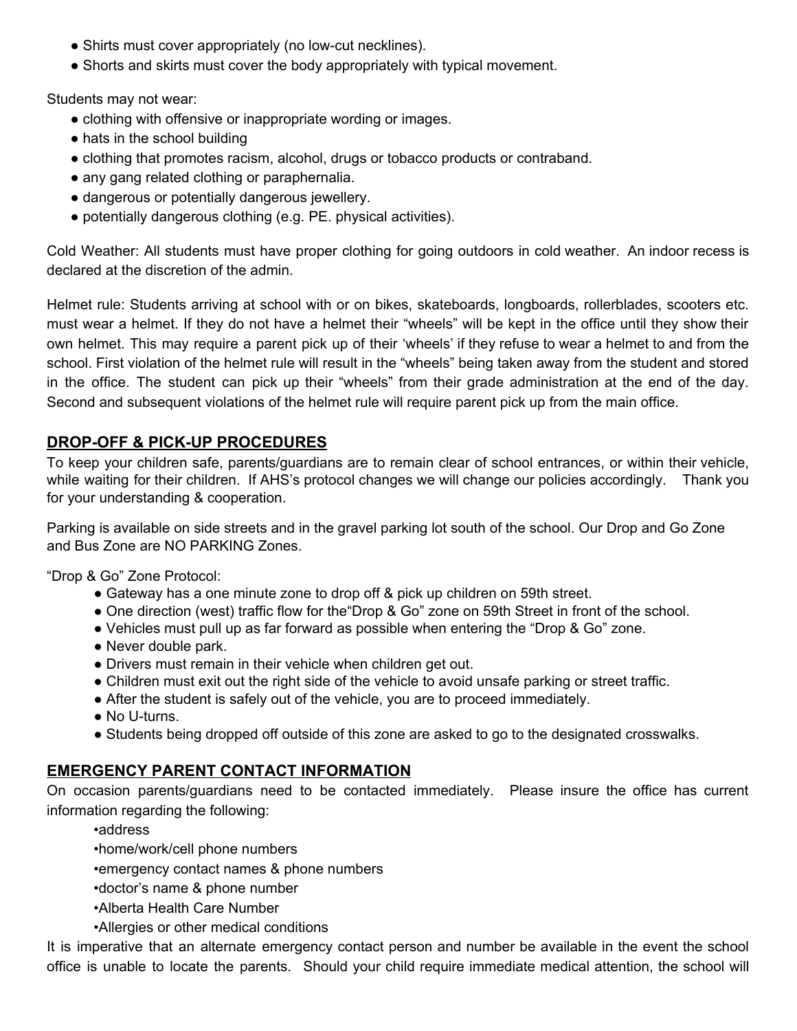- Shirts must cover appropriately (no low-cut necklines).
- Shorts and skirts must cover the body appropriately with typical movement.

Students may not wear:

- clothing with offensive or inappropriate wording or images.
- hats in the school building
- clothing that promotes racism, alcohol, drugs or tobacco products or contraband.
- any gang related clothing or paraphernalia.
- dangerous or potentially dangerous jewellery.
- potentially dangerous clothing (e.g. PE. physical activities).

Cold Weather: All students must have proper clothing for going outdoors in cold weather. An indoor recess is declared at the discretion of the admin.

Helmet rule: Students arriving at school with or on bikes, skateboards, longboards, rollerblades, scooters etc. must wear a helmet. If they do not have a helmet their “wheels” will be kept in the office until they show their own helmet. This may require a parent pick up of their ‘wheels’ if they refuse to wear a helmet to and from the school. First violation of the helmet rule will result in the “wheels” being taken away from the student and stored in the office. The student can pick up their “wheels” from their grade administration at the end of the day. Second and subsequent violations of the helmet rule will require parent pick up from the main office.

## DROP-OFF & PICK-UP PROCEDURES

To keep your children safe, parents/guardians are to remain clear of school entrances, or within their vehicle, while waiting for their children. If AHS’s protocol changes we will change our policies accordingly. Thank you for your understanding & cooperation.

Parking is available on side streets and in the gravel parking lot south of the school. Our Drop and Go Zone and Bus Zone are NO PARKING Zones.

“Drop & Go” Zone Protocol:

- Gateway has a one minute zone to drop off & pick up children on 59th street.
- One direction (west) traffic flow for the“Drop & Go” zone on 59th Street in front of the school.
- Vehicles must pull up as far forward as possible when entering the “Drop & Go” zone.
- Never double park.
- Drivers must remain in their vehicle when children get out.
- Children must exit out the right side of the vehicle to avoid unsafe parking or street traffic.
- After the student is safely out of the vehicle, you are to proceed immediately.
- No U-turns.
- Students being dropped off outside of this zone are asked to go to the designated crosswalks.

## EMERGENCY PARENT CONTACT INFORMATION

On occasion parents/guardians need to be contacted immediately. Please insure the office has current information regarding the following:

- address
- home/work/cell phone numbers
- emergency contact names & phone numbers
- doctor’s name & phone number
- Alberta Health Care Number
- Allergies or other medical conditions

It is imperative that an alternate emergency contact person and number be available in the event the school office is unable to locate the parents. Should your child require immediate medical attention, the school will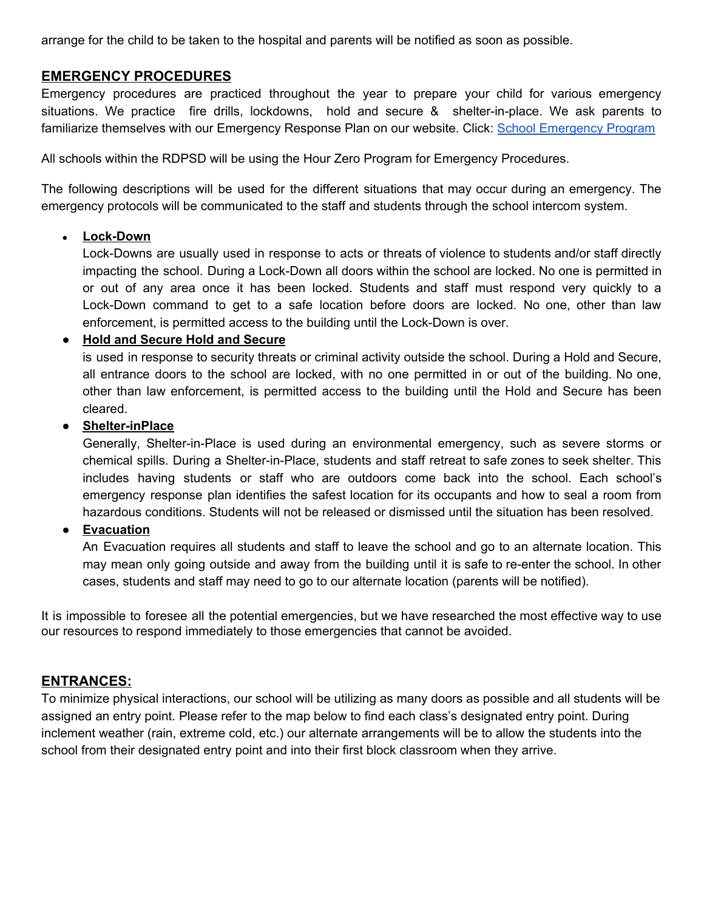arrange for the child to be taken to the hospital and parents will be notified as soon as possible.

## EMERGENCY PROCEDURES

Emergency procedures are practiced throughout the year to prepare your child for various emergency situations. We practice fire drills, lockdowns, hold and secure & shelter-in-place. We ask parents to familiarize themselves with our Emergency Response Plan on our website. Click: [School Emergency Program]

All schools within the RDPSD will be using the Hour Zero Program for Emergency Procedures.

The following descriptions will be used for the different situations that may occur during an emergency. The emergency protocols will be communicated to the staff and students through the school intercom system.

- **Lock-Down**
  Lock-Downs are usually used in response to acts or threats of violence to students and/or staff directly impacting the school. During a Lock-Down all doors within the school are locked. No one is permitted in or out of any area once it has been locked. Students and staff must respond very quickly to a Lock-Down command to get to a safe location before doors are locked. No one, other than law enforcement, is permitted access to the building until the Lock-Down is over.
- **Hold and Secure Hold and Secure**
  is used in response to security threats or criminal activity outside the school. During a Hold and Secure, all entrance doors to the school are locked, with no one permitted in or out of the building. No one, other than law enforcement, is permitted access to the building until the Hold and Secure has been cleared.
- **Shelter-inPlace**
  Generally, Shelter-in-Place is used during an environmental emergency, such as severe storms or chemical spills. During a Shelter-in-Place, students and staff retreat to safe zones to seek shelter. This includes having students or staff who are outdoors come back into the school. Each school's emergency response plan identifies the safest location for its occupants and how to seal a room from hazardous conditions. Students will not be released or dismissed until the situation has been resolved.
- **Evacuation**
  An Evacuation requires all students and staff to leave the school and go to an alternate location. This may mean only going outside and away from the building until it is safe to re-enter the school. In other cases, students and staff may need to go to our alternate location (parents will be notified).

It is impossible to foresee all the potential emergencies, but we have researched the most effective way to use our resources to respond immediately to those emergencies that cannot be avoided.

## ENTRANCES:

To minimize physical interactions, our school will be utilizing as many doors as possible and all students will be assigned an entry point. Please refer to the map below to find each class's designated entry point. During inclement weather (rain, extreme cold, etc.) our alternate arrangements will be to allow the students into the school from their designated entry point and into their first block classroom when they arrive.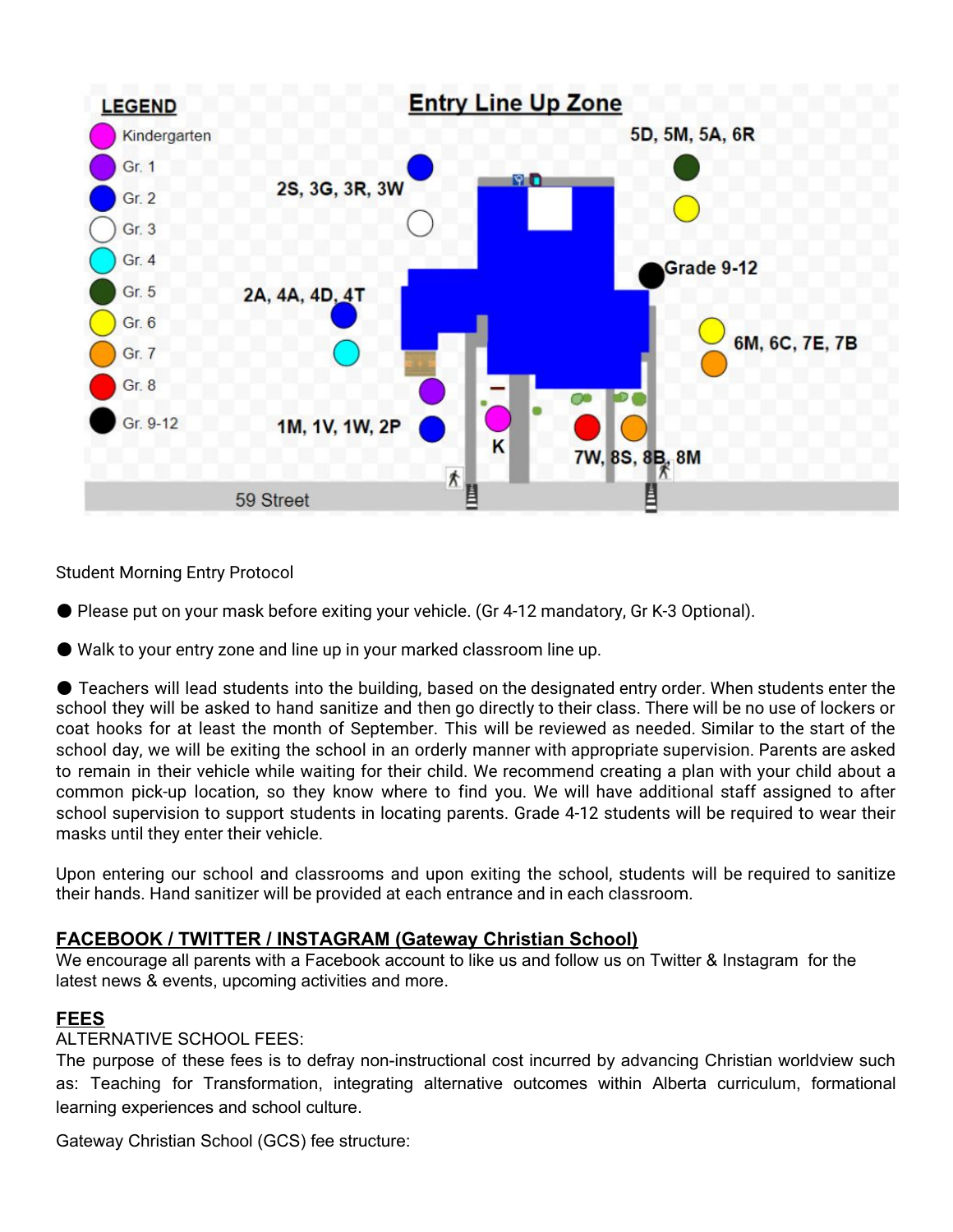**Entry Line Up Zone**

**LEGEND**

- Kindergarten
- Gr. 1
- Gr. 2
- Gr. 3
- Gr. 4
- Gr. 5
- Gr. 6
- Gr. 7
- Gr. 8
- Gr. 9-12

2S, 3G, 3R, 3W

5D, 5M, 5A, 6R

Grade 9-12

2A, 4A, 4D, 4T

6M, 6C, 7E, 7B

1M, 1V, 1W, 2P

K

7W, 8S, 8B, 8M

59 Street

Student Morning Entry Protocol

- Please put on your mask before exiting your vehicle. (Gr 4-12 mandatory, Gr K-3 Optional).
- Walk to your entry zone and line up in your marked classroom line up.
- Teachers will lead students into the building, based on the designated entry order. When students enter the school they will be asked to hand sanitize and then go directly to their class. There will be no use of lockers or coat hooks for at least the month of September. This will be reviewed as needed. Similar to the start of the school day, we will be exiting the school in an orderly manner with appropriate supervision. Parents are asked to remain in their vehicle while waiting for their child. We recommend creating a plan with your child about a common pick-up location, so they know where to find you. We will have additional staff assigned to after school supervision to support students in locating parents. Grade 4-12 students will be required to wear their masks until they enter their vehicle.

Upon entering our school and classrooms and upon exiting the school, students will be required to sanitize their hands. Hand sanitizer will be provided at each entrance and in each classroom.

## FACEBOOK / TWITTER / INSTAGRAM (Gateway Christian School)

We encourage all parents with a Facebook account to like us and follow us on Twitter & Instagram for the latest news & events, upcoming activities and more.

## FEES

ALTERNATIVE SCHOOL FEES:

The purpose of these fees is to defray non-instructional cost incurred by advancing Christian worldview such as: Teaching for Transformation, integrating alternative outcomes within Alberta curriculum, formational learning experiences and school culture.

Gateway Christian School (GCS) fee structure: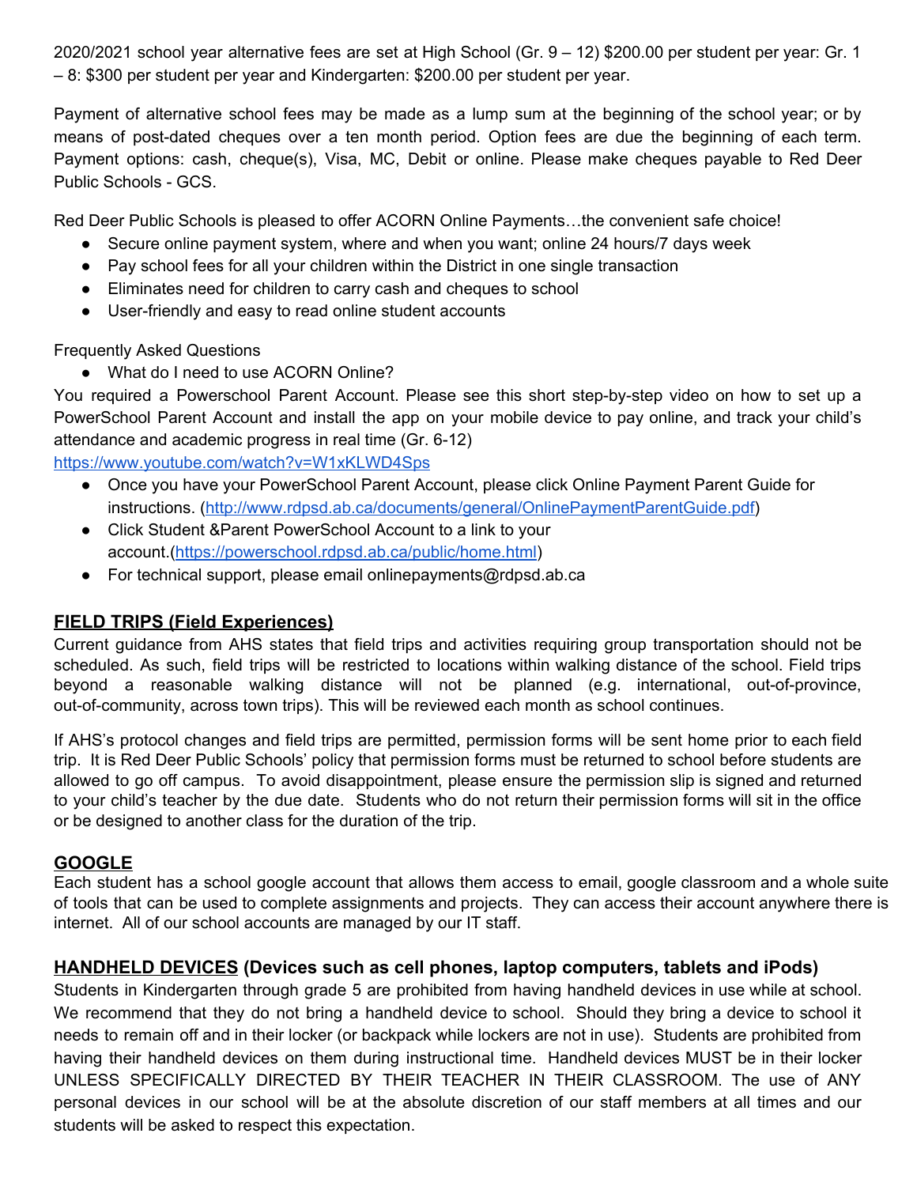2020/2021 school year alternative fees are set at High School (Gr. 9 – 12) $200.00 per student per year: Gr. 1 – 8: $300 per student per year and Kindergarten: $200.00 per student per year.

Payment of alternative school fees may be made as a lump sum at the beginning of the school year; or by means of post-dated cheques over a ten month period. Option fees are due the beginning of each term. Payment options: cash, cheque(s), Visa, MC, Debit or online. Please make cheques payable to Red Deer Public Schools - GCS.

Red Deer Public Schools is pleased to offer ACORN Online Payments…the convenient safe choice!

- Secure online payment system, where and when you want; online 24 hours/7 days week
- Pay school fees for all your children within the District in one single transaction
- Eliminates need for children to carry cash and cheques to school
- User-friendly and easy to read online student accounts

Frequently Asked Questions

- What do I need to use ACORN Online?

You required a Powerschool Parent Account. Please see this short step-by-step video on how to set up a PowerSchool Parent Account and install the app on your mobile device to pay online, and track your child's attendance and academic progress in real time (Gr. 6-12)
https://www.youtube.com/watch?v=W1xKLWD4Sps

- Once you have your PowerSchool Parent Account, please click Online Payment Parent Guide for instructions. (http://www.rdpsd.ab.ca/documents/general/OnlinePaymentParentGuide.pdf)
- Click Student &Parent PowerSchool Account to a link to your account.(https://powerschool.rdpsd.ab.ca/public/home.html)
- For technical support, please email onlinepayments@rdpsd.ab.ca

## FIELD TRIPS (Field Experiences)

Current guidance from AHS states that field trips and activities requiring group transportation should not be scheduled. As such, field trips will be restricted to locations within walking distance of the school. Field trips beyond a reasonable walking distance will not be planned (e.g. international, out-of-province, out-of-community, across town trips). This will be reviewed each month as school continues.

If AHS's protocol changes and field trips are permitted, permission forms will be sent home prior to each field trip. It is Red Deer Public Schools' policy that permission forms must be returned to school before students are allowed to go off campus. To avoid disappointment, please ensure the permission slip is signed and returned to your child's teacher by the due date. Students who do not return their permission forms will sit in the office or be designed to another class for the duration of the trip.

## GOOGLE

Each student has a school google account that allows them access to email, google classroom and a whole suite of tools that can be used to complete assignments and projects. They can access their account anywhere there is internet. All of our school accounts are managed by our IT staff.

## HANDHELD DEVICES (Devices such as cell phones, laptop computers, tablets and iPods)

Students in Kindergarten through grade 5 are prohibited from having handheld devices in use while at school. We recommend that they do not bring a handheld device to school. Should they bring a device to school it needs to remain off and in their locker (or backpack while lockers are not in use). Students are prohibited from having their handheld devices on them during instructional time. Handheld devices MUST be in their locker UNLESS SPECIFICALLY DIRECTED BY THEIR TEACHER IN THEIR CLASSROOM. The use of ANY personal devices in our school will be at the absolute discretion of our staff members at all times and our students will be asked to respect this expectation.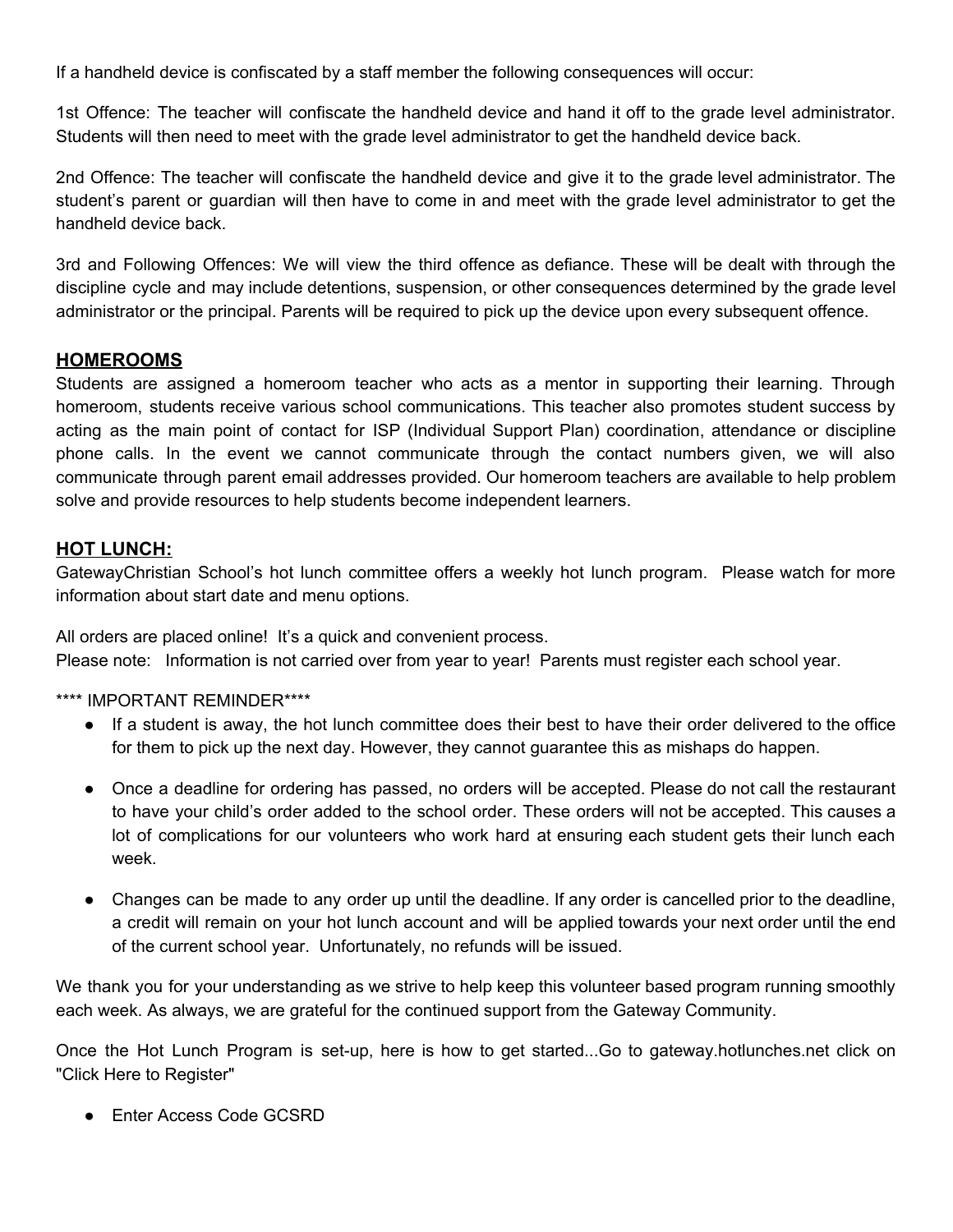If a handheld device is confiscated by a staff member the following consequences will occur:

1st Offence: The teacher will confiscate the handheld device and hand it off to the grade level administrator. Students will then need to meet with the grade level administrator to get the handheld device back.

2nd Offence: The teacher will confiscate the handheld device and give it to the grade level administrator. The student's parent or guardian will then have to come in and meet with the grade level administrator to get the handheld device back.

3rd and Following Offences: We will view the third offence as defiance. These will be dealt with through the discipline cycle and may include detentions, suspension, or other consequences determined by the grade level administrator or the principal. Parents will be required to pick up the device upon every subsequent offence.

## HOMEROOMS

Students are assigned a homeroom teacher who acts as a mentor in supporting their learning. Through homeroom, students receive various school communications. This teacher also promotes student success by acting as the main point of contact for ISP (Individual Support Plan) coordination, attendance or discipline phone calls. In the event we cannot communicate through the contact numbers given, we will also communicate through parent email addresses provided. Our homeroom teachers are available to help problem solve and provide resources to help students become independent learners.

## HOT LUNCH:

GatewayChristian School's hot lunch committee offers a weekly hot lunch program. Please watch for more information about start date and menu options.

All orders are placed online! It's a quick and convenient process.
Please note: Information is not carried over from year to year! Parents must register each school year.

**** IMPORTANT REMINDER****

- If a student is away, the hot lunch committee does their best to have their order delivered to the office for them to pick up the next day. However, they cannot guarantee this as mishaps do happen.
- Once a deadline for ordering has passed, no orders will be accepted. Please do not call the restaurant to have your child's order added to the school order. These orders will not be accepted. This causes a lot of complications for our volunteers who work hard at ensuring each student gets their lunch each week.
- Changes can be made to any order up until the deadline. If any order is cancelled prior to the deadline, a credit will remain on your hot lunch account and will be applied towards your next order until the end of the current school year. Unfortunately, no refunds will be issued.

We thank you for your understanding as we strive to help keep this volunteer based program running smoothly each week. As always, we are grateful for the continued support from the Gateway Community.

Once the Hot Lunch Program is set-up, here is how to get started...Go to gateway.hotlunches.net click on "Click Here to Register"

- Enter Access Code GCSRD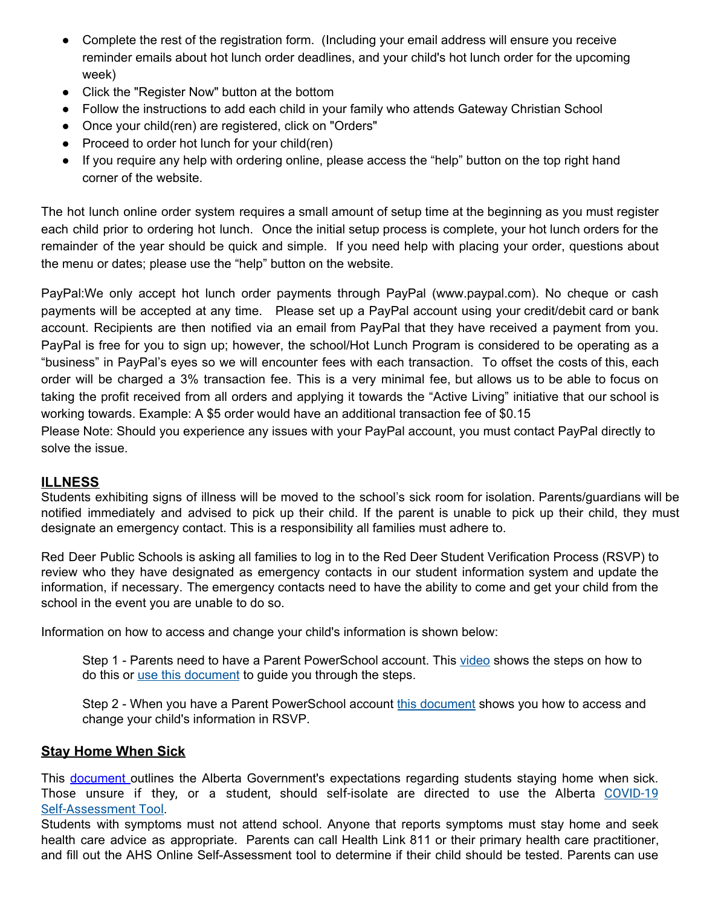- Complete the rest of the registration form. (Including your email address will ensure you receive reminder emails about hot lunch order deadlines, and your child's hot lunch order for the upcoming week)
- Click the "Register Now" button at the bottom
- Follow the instructions to add each child in your family who attends Gateway Christian School
- Once your child(ren) are registered, click on "Orders"
- Proceed to order hot lunch for your child(ren)
- If you require any help with ordering online, please access the "help" button on the top right hand corner of the website.

The hot lunch online order system requires a small amount of setup time at the beginning as you must register each child prior to ordering hot lunch. Once the initial setup process is complete, your hot lunch orders for the remainder of the year should be quick and simple. If you need help with placing your order, questions about the menu or dates; please use the "help" button on the website.

PayPal:We only accept hot lunch order payments through PayPal (www.paypal.com). No cheque or cash payments will be accepted at any time. Please set up a PayPal account using your credit/debit card or bank account. Recipients are then notified via an email from PayPal that they have received a payment from you. PayPal is free for you to sign up; however, the school/Hot Lunch Program is considered to be operating as a "business" in PayPal's eyes so we will encounter fees with each transaction. To offset the costs of this, each order will be charged a 3% transaction fee. This is a very minimal fee, but allows us to be able to focus on taking the profit received from all orders and applying it towards the "Active Living" initiative that our school is working towards. Example: A $5 order would have an additional transaction fee of $0.15

Please Note: Should you experience any issues with your PayPal account, you must contact PayPal directly to solve the issue.

## ILLNESS

Students exhibiting signs of illness will be moved to the school's sick room for isolation. Parents/guardians will be notified immediately and advised to pick up their child. If the parent is unable to pick up their child, they must designate an emergency contact. This is a responsibility all families must adhere to.

Red Deer Public Schools is asking all families to log in to the Red Deer Student Verification Process (RSVP) to review who they have designated as emergency contacts in our student information system and update the information, if necessary. The emergency contacts need to have the ability to come and get your child from the school in the event you are unable to do so.

Information on how to access and change your child's information is shown below:

> Step 1 - Parents need to have a Parent PowerSchool account. This video shows the steps on how to do this or use this document to guide you through the steps.
>
> Step 2 - When you have a Parent PowerSchool account this document shows you how to access and change your child's information in RSVP.

## Stay Home When Sick

This document outlines the Alberta Government's expectations regarding students staying home when sick. Those unsure if they, or a student, should self-isolate are directed to use the Alberta COVID-19 Self-Assessment Tool.

Students with symptoms must not attend school. Anyone that reports symptoms must stay home and seek health care advice as appropriate. Parents can call Health Link 811 or their primary health care practitioner, and fill out the AHS Online Self-Assessment tool to determine if their child should be tested. Parents can use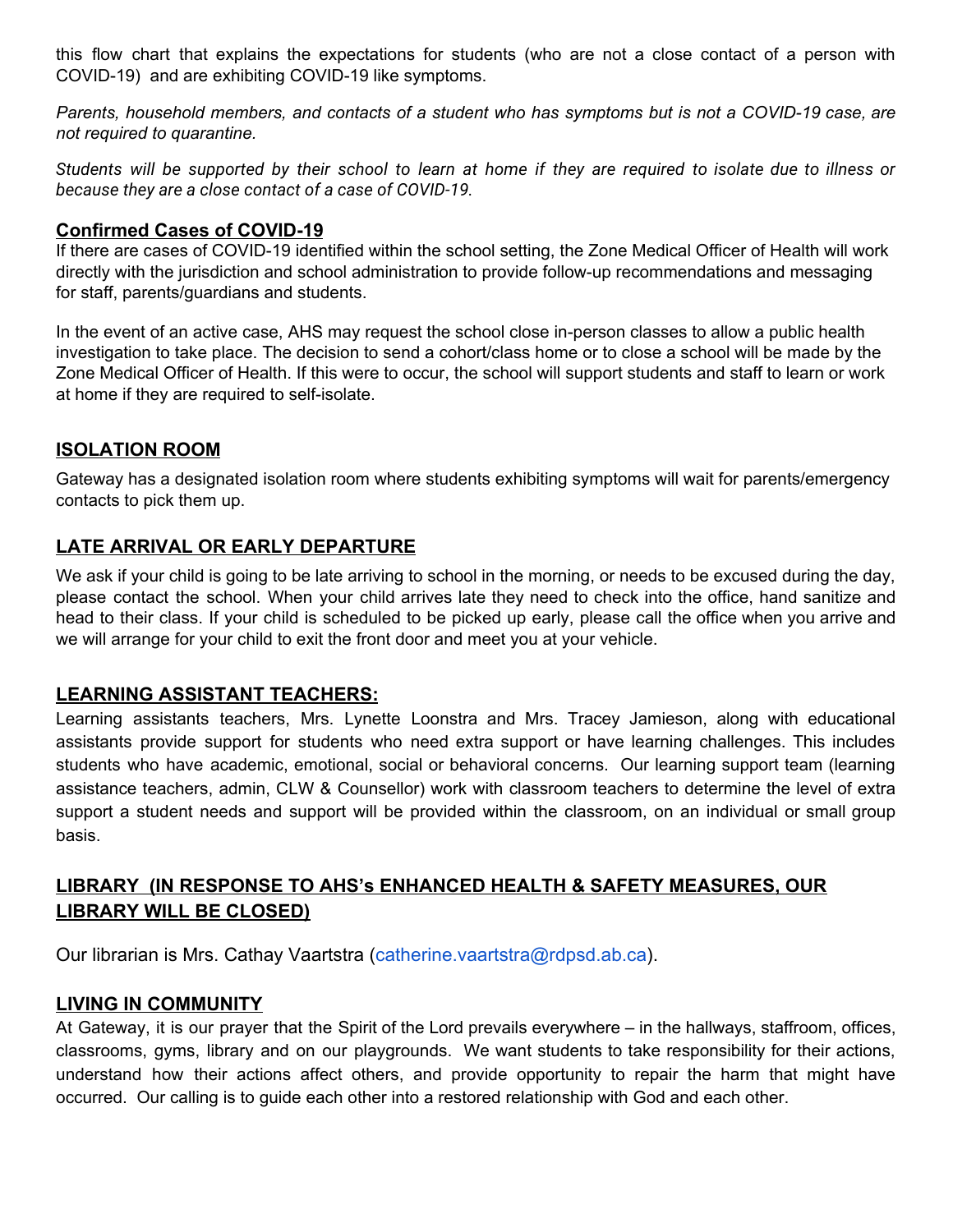this flow chart that explains the expectations for students (who are not a close contact of a person with COVID-19) and are exhibiting COVID-19 like symptoms.

*Parents, household members, and contacts of a student who has symptoms but is not a COVID-19 case, are not required to quarantine.*

*Students will be supported by their school to learn at home if they are required to isolate due to illness or because they are a close contact of a case of COVID-19.*

## Confirmed Cases of COVID-19

If there are cases of COVID-19 identified within the school setting, the Zone Medical Officer of Health will work directly with the jurisdiction and school administration to provide follow-up recommendations and messaging for staff, parents/guardians and students.

In the event of an active case, AHS may request the school close in-person classes to allow a public health investigation to take place. The decision to send a cohort/class home or to close a school will be made by the Zone Medical Officer of Health. If this were to occur, the school will support students and staff to learn or work at home if they are required to self-isolate.

## ISOLATION ROOM

Gateway has a designated isolation room where students exhibiting symptoms will wait for parents/emergency contacts to pick them up.

## LATE ARRIVAL OR EARLY DEPARTURE

We ask if your child is going to be late arriving to school in the morning, or needs to be excused during the day, please contact the school. When your child arrives late they need to check into the office, hand sanitize and head to their class. If your child is scheduled to be picked up early, please call the office when you arrive and we will arrange for your child to exit the front door and meet you at your vehicle.

## LEARNING ASSISTANT TEACHERS:

Learning assistants teachers, Mrs. Lynette Loonstra and Mrs. Tracey Jamieson, along with educational assistants provide support for students who need extra support or have learning challenges. This includes students who have academic, emotional, social or behavioral concerns. Our learning support team (learning assistance teachers, admin, CLW & Counsellor) work with classroom teachers to determine the level of extra support a student needs and support will be provided within the classroom, on an individual or small group basis.

## LIBRARY (IN RESPONSE TO AHS's ENHANCED HEALTH & SAFETY MEASURES, OUR LIBRARY WILL BE CLOSED)

Our librarian is Mrs. Cathay Vaartstra (catherine.vaartstra@rdpsd.ab.ca).

## LIVING IN COMMUNITY

At Gateway, it is our prayer that the Spirit of the Lord prevails everywhere – in the hallways, staffroom, offices, classrooms, gyms, library and on our playgrounds. We want students to take responsibility for their actions, understand how their actions affect others, and provide opportunity to repair the harm that might have occurred. Our calling is to guide each other into a restored relationship with God and each other.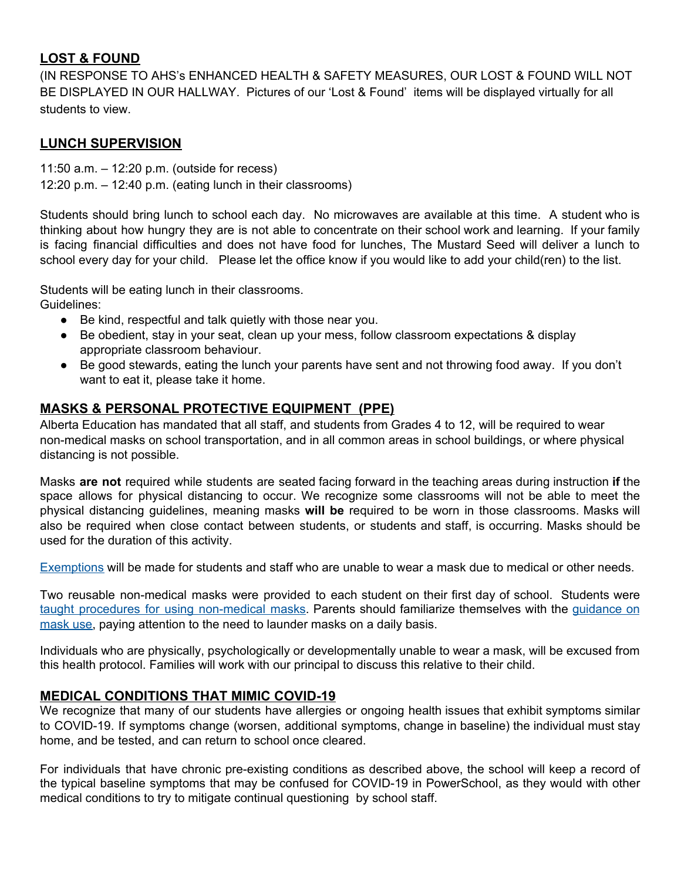## LOST & FOUND

(IN RESPONSE TO AHS's ENHANCED HEALTH & SAFETY MEASURES, OUR LOST & FOUND WILL NOT BE DISPLAYED IN OUR HALLWAY. Pictures of our 'Lost & Found' items will be displayed virtually for all students to view.

## LUNCH SUPERVISION

11:50 a.m. – 12:20 p.m. (outside for recess)
12:20 p.m. – 12:40 p.m. (eating lunch in their classrooms)

Students should bring lunch to school each day. No microwaves are available at this time. A student who is thinking about how hungry they are is not able to concentrate on their school work and learning. If your family is facing financial difficulties and does not have food for lunches, The Mustard Seed will deliver a lunch to school every day for your child. Please let the office know if you would like to add your child(ren) to the list.

Students will be eating lunch in their classrooms.
Guidelines:

- Be kind, respectful and talk quietly with those near you.
- Be obedient, stay in your seat, clean up your mess, follow classroom expectations & display appropriate classroom behaviour.
- Be good stewards, eating the lunch your parents have sent and not throwing food away. If you don't want to eat it, please take it home.

## MASKS & PERSONAL PROTECTIVE EQUIPMENT (PPE)

Alberta Education has mandated that all staff, and students from Grades 4 to 12, will be required to wear non-medical masks on school transportation, and in all common areas in school buildings, or where physical distancing is not possible.

Masks **are not** required while students are seated facing forward in the teaching areas during instruction **if** the space allows for physical distancing to occur. We recognize some classrooms will not be able to meet the physical distancing guidelines, meaning masks **will be** required to be worn in those classrooms. Masks will also be required when close contact between students, or students and staff, is occurring. Masks should be used for the duration of this activity.

Exemptions will be made for students and staff who are unable to wear a mask due to medical or other needs.

Two reusable non-medical masks were provided to each student on their first day of school. Students were taught procedures for using non-medical masks. Parents should familiarize themselves with the guidance on mask use, paying attention to the need to launder masks on a daily basis.

Individuals who are physically, psychologically or developmentally unable to wear a mask, will be excused from this health protocol. Families will work with our principal to discuss this relative to their child.

## MEDICAL CONDITIONS THAT MIMIC COVID-19

We recognize that many of our students have allergies or ongoing health issues that exhibit symptoms similar to COVID-19. If symptoms change (worsen, additional symptoms, change in baseline) the individual must stay home, and be tested, and can return to school once cleared.

For individuals that have chronic pre-existing conditions as described above, the school will keep a record of the typical baseline symptoms that may be confused for COVID-19 in PowerSchool, as they would with other medical conditions to try to mitigate continual questioning by school staff.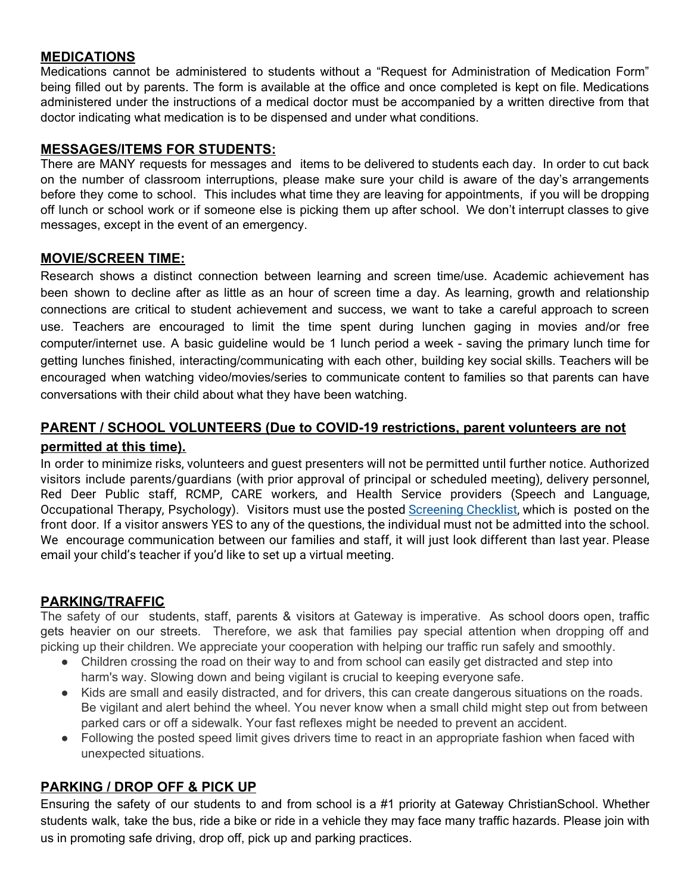## MEDICATIONS

Medications cannot be administered to students without a "Request for Administration of Medication Form" being filled out by parents. The form is available at the office and once completed is kept on file. Medications administered under the instructions of a medical doctor must be accompanied by a written directive from that doctor indicating what medication is to be dispensed and under what conditions.

## MESSAGES/ITEMS FOR STUDENTS:

There are MANY requests for messages and items to be delivered to students each day. In order to cut back on the number of classroom interruptions, please make sure your child is aware of the day's arrangements before they come to school. This includes what time they are leaving for appointments, if you will be dropping off lunch or school work or if someone else is picking them up after school. We don't interrupt classes to give messages, except in the event of an emergency.

## MOVIE/SCREEN TIME:

Research shows a distinct connection between learning and screen time/use. Academic achievement has been shown to decline after as little as an hour of screen time a day. As learning, growth and relationship connections are critical to student achievement and success, we want to take a careful approach to screen use. Teachers are encouraged to limit the time spent during lunchen gaging in movies and/or free computer/internet use. A basic guideline would be 1 lunch period a week - saving the primary lunch time for getting lunches finished, interacting/communicating with each other, building key social skills. Teachers will be encouraged when watching video/movies/series to communicate content to families so that parents can have conversations with their child about what they have been watching.

## PARENT / SCHOOL VOLUNTEERS (Due to COVID-19 restrictions, parent volunteers are not permitted at this time).

In order to minimize risks, volunteers and guest presenters will not be permitted until further notice. Authorized visitors include parents/guardians (with prior approval of principal or scheduled meeting), delivery personnel, Red Deer Public staff, RCMP, CARE workers, and Health Service providers (Speech and Language, Occupational Therapy, Psychology). Visitors must use the posted Screening Checklist, which is posted on the front door. If a visitor answers YES to any of the questions, the individual must not be admitted into the school. We encourage communication between our families and staff, it will just look different than last year. Please email your child's teacher if you'd like to set up a virtual meeting.

## PARKING/TRAFFIC

The safety of our students, staff, parents & visitors at Gateway is imperative. As school doors open, traffic gets heavier on our streets. Therefore, we ask that families pay special attention when dropping off and picking up their children. We appreciate your cooperation with helping our traffic run safely and smoothly.

- Children crossing the road on their way to and from school can easily get distracted and step into harm's way. Slowing down and being vigilant is crucial to keeping everyone safe.
- Kids are small and easily distracted, and for drivers, this can create dangerous situations on the roads. Be vigilant and alert behind the wheel. You never know when a small child might step out from between parked cars or off a sidewalk. Your fast reflexes might be needed to prevent an accident.
- Following the posted speed limit gives drivers time to react in an appropriate fashion when faced with unexpected situations.

## PARKING / DROP OFF & PICK UP

Ensuring the safety of our students to and from school is a #1 priority at Gateway ChristianSchool. Whether students walk, take the bus, ride a bike or ride in a vehicle they may face many traffic hazards. Please join with us in promoting safe driving, drop off, pick up and parking practices.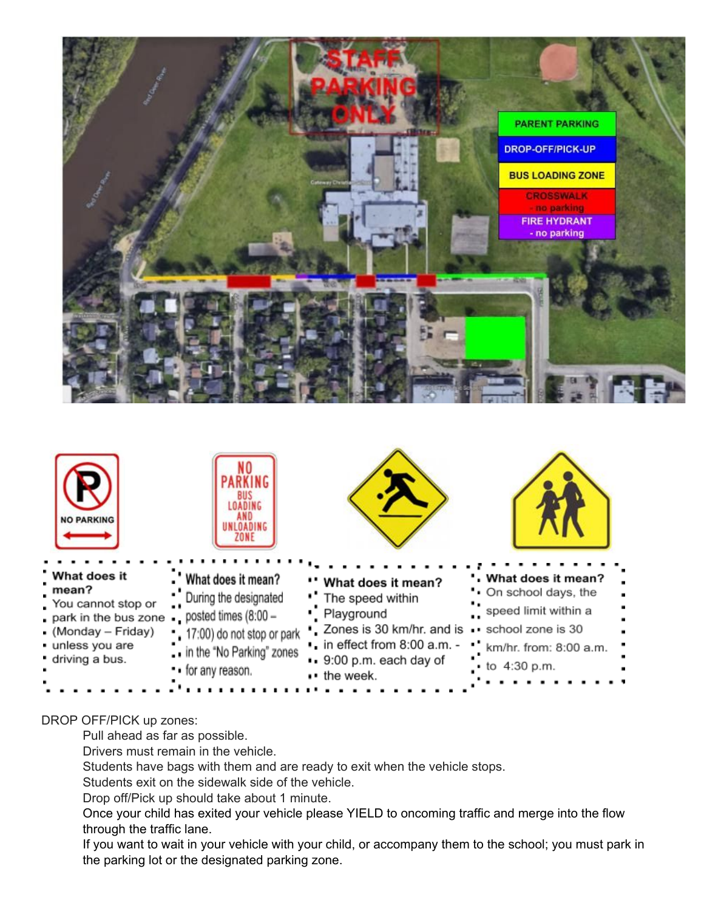STAFF PARKING ONLY

PARENT PARKING

DROP-OFF/PICK-UP

BUS LOADING ZONE

CROSSWALK - no parking

FIRE HYDRANT - no parking

NO PARKING

NO PARKING BUS LOADING AND UNLOADING ZONE

| **What does it mean?** | **What does it mean?** | **What does it mean?** | **What does it mean?** |
| --- | --- | --- | --- |
| You cannot stop or park in the bus zone (Monday – Friday) unless you are driving a bus. | During the designated posted times (8:00 – 17:00) do not stop or park in the "No Parking" zones for any reason. | The speed within Playground Zones is 30 km/hr. and is in effect from 8:00 a.m. - 9:00 p.m. each day of the week. | On school days, the speed limit within a school zone is 30 km/hr. from: 8:00 a.m. to 4:30 p.m. |

DROP OFF/PICK up zones:

- Pull ahead as far as possible.
- Drivers must remain in the vehicle.
- Students have bags with them and are ready to exit when the vehicle stops.
- Students exit on the sidewalk side of the vehicle.
- Drop off/Pick up should take about 1 minute.
- Once your child has exited your vehicle please YIELD to oncoming traffic and merge into the flow through the traffic lane.
- If you want to wait in your vehicle with your child, or accompany them to the school; you must park in the parking lot or the designated parking zone.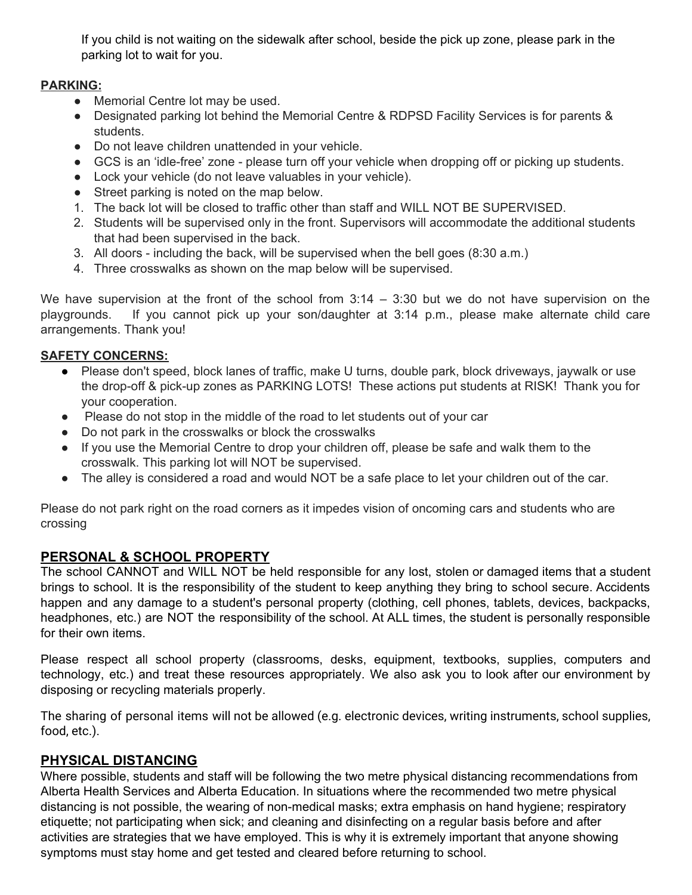If you child is not waiting on the sidewalk after school, beside the pick up zone, please park in the parking lot to wait for you.

**PARKING:**

- Memorial Centre lot may be used.
- Designated parking lot behind the Memorial Centre & RDPSD Facility Services is for parents & students.
- Do not leave children unattended in your vehicle.
- GCS is an 'idle-free' zone - please turn off your vehicle when dropping off or picking up students.
- Lock your vehicle (do not leave valuables in your vehicle).
- Street parking is noted on the map below.

1. The back lot will be closed to traffic other than staff and WILL NOT BE SUPERVISED.
2. Students will be supervised only in the front. Supervisors will accommodate the additional students that had been supervised in the back.
3. All doors - including the back, will be supervised when the bell goes (8:30 a.m.)
4. Three crosswalks as shown on the map below will be supervised.

We have supervision at the front of the school from 3:14 – 3:30 but we do not have supervision on the playgrounds. If you cannot pick up your son/daughter at 3:14 p.m., please make alternate child care arrangements. Thank you!

**SAFETY CONCERNS:**

- Please don't speed, block lanes of traffic, make U turns, double park, block driveways, jaywalk or use the drop-off & pick-up zones as PARKING LOTS! These actions put students at RISK! Thank you for your cooperation.
- Please do not stop in the middle of the road to let students out of your car
- Do not park in the crosswalks or block the crosswalks
- If you use the Memorial Centre to drop your children off, please be safe and walk them to the crosswalk. This parking lot will NOT be supervised.
- The alley is considered a road and would NOT be a safe place to let your children out of the car.

Please do not park right on the road corners as it impedes vision of oncoming cars and students who are crossing

## PERSONAL & SCHOOL PROPERTY

The school CANNOT and WILL NOT be held responsible for any lost, stolen or damaged items that a student brings to school. It is the responsibility of the student to keep anything they bring to school secure. Accidents happen and any damage to a student's personal property (clothing, cell phones, tablets, devices, backpacks, headphones, etc.) are NOT the responsibility of the school. At ALL times, the student is personally responsible for their own items.

Please respect all school property (classrooms, desks, equipment, textbooks, supplies, computers and technology, etc.) and treat these resources appropriately. We also ask you to look after our environment by disposing or recycling materials properly.

The sharing of personal items will not be allowed (e.g. electronic devices, writing instruments, school supplies, food, etc.).

## PHYSICAL DISTANCING

Where possible, students and staff will be following the two metre physical distancing recommendations from Alberta Health Services and Alberta Education. In situations where the recommended two metre physical distancing is not possible, the wearing of non-medical masks; extra emphasis on hand hygiene; respiratory etiquette; not participating when sick; and cleaning and disinfecting on a regular basis before and after activities are strategies that we have employed. This is why it is extremely important that anyone showing symptoms must stay home and get tested and cleared before returning to school.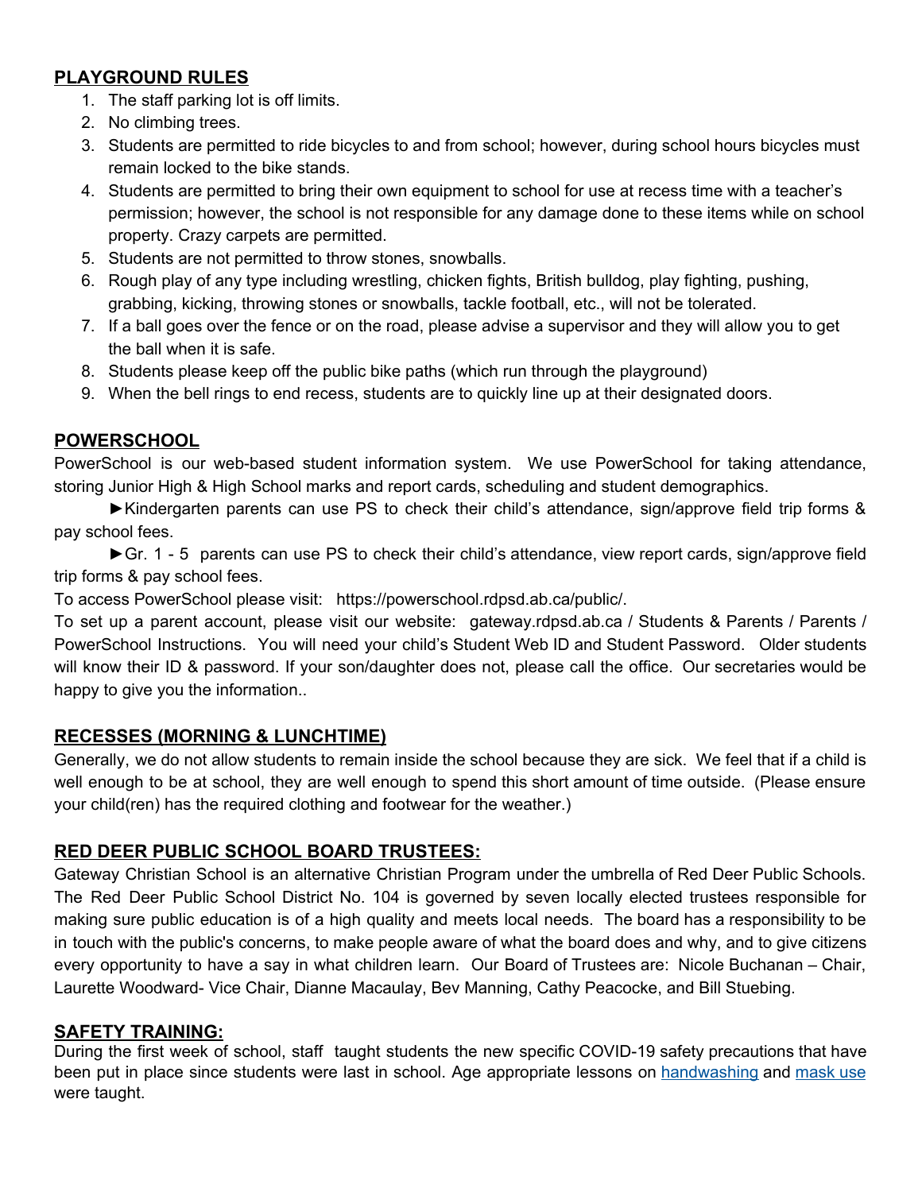## PLAYGROUND RULES

1. The staff parking lot is off limits.
2. No climbing trees.
3. Students are permitted to ride bicycles to and from school; however, during school hours bicycles must remain locked to the bike stands.
4. Students are permitted to bring their own equipment to school for use at recess time with a teacher's permission; however, the school is not responsible for any damage done to these items while on school property. Crazy carpets are permitted.
5. Students are not permitted to throw stones, snowballs.
6. Rough play of any type including wrestling, chicken fights, British bulldog, play fighting, pushing, grabbing, kicking, throwing stones or snowballs, tackle football, etc., will not be tolerated.
7. If a ball goes over the fence or on the road, please advise a supervisor and they will allow you to get the ball when it is safe.
8. Students please keep off the public bike paths (which run through the playground)
9. When the bell rings to end recess, students are to quickly line up at their designated doors.

## POWERSCHOOL

PowerSchool is our web-based student information system. We use PowerSchool for taking attendance, storing Junior High & High School marks and report cards, scheduling and student demographics.

►Kindergarten parents can use PS to check their child's attendance, sign/approve field trip forms & pay school fees.

►Gr. 1 - 5 parents can use PS to check their child's attendance, view report cards, sign/approve field trip forms & pay school fees.

To access PowerSchool please visit: https://powerschool.rdpsd.ab.ca/public/.

To set up a parent account, please visit our website: gateway.rdpsd.ab.ca / Students & Parents / Parents / PowerSchool Instructions. You will need your child's Student Web ID and Student Password. Older students will know their ID & password. If your son/daughter does not, please call the office. Our secretaries would be happy to give you the information..

## RECESSES (MORNING & LUNCHTIME)

Generally, we do not allow students to remain inside the school because they are sick. We feel that if a child is well enough to be at school, they are well enough to spend this short amount of time outside. (Please ensure your child(ren) has the required clothing and footwear for the weather.)

## RED DEER PUBLIC SCHOOL BOARD TRUSTEES:

Gateway Christian School is an alternative Christian Program under the umbrella of Red Deer Public Schools. The Red Deer Public School District No. 104 is governed by seven locally elected trustees responsible for making sure public education is of a high quality and meets local needs. The board has a responsibility to be in touch with the public's concerns, to make people aware of what the board does and why, and to give citizens every opportunity to have a say in what children learn. Our Board of Trustees are: Nicole Buchanan – Chair, Laurette Woodward- Vice Chair, Dianne Macaulay, Bev Manning, Cathy Peacocke, and Bill Stuebing.

## SAFETY TRAINING:

During the first week of school, staff taught students the new specific COVID-19 safety precautions that have been put in place since students were last in school. Age appropriate lessons on handwashing and mask use were taught.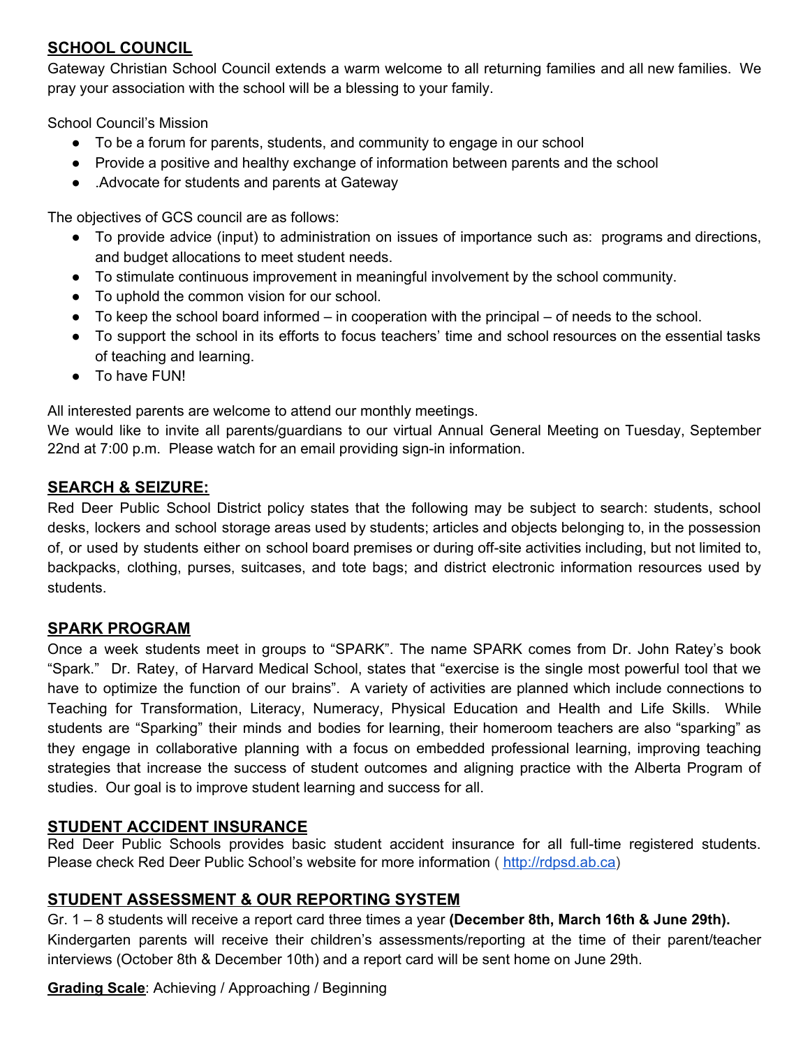## SCHOOL COUNCIL

Gateway Christian School Council extends a warm welcome to all returning families and all new families. We pray your association with the school will be a blessing to your family.

School Council's Mission

- To be a forum for parents, students, and community to engage in our school
- Provide a positive and healthy exchange of information between parents and the school
- .Advocate for students and parents at Gateway

The objectives of GCS council are as follows:

- To provide advice (input) to administration on issues of importance such as: programs and directions, and budget allocations to meet student needs.
- To stimulate continuous improvement in meaningful involvement by the school community.
- To uphold the common vision for our school.
- To keep the school board informed – in cooperation with the principal – of needs to the school.
- To support the school in its efforts to focus teachers' time and school resources on the essential tasks of teaching and learning.
- To have FUN!

All interested parents are welcome to attend our monthly meetings.
We would like to invite all parents/guardians to our virtual Annual General Meeting on Tuesday, September 22nd at 7:00 p.m. Please watch for an email providing sign-in information.

## SEARCH & SEIZURE:

Red Deer Public School District policy states that the following may be subject to search: students, school desks, lockers and school storage areas used by students; articles and objects belonging to, in the possession of, or used by students either on school board premises or during off-site activities including, but not limited to, backpacks, clothing, purses, suitcases, and tote bags; and district electronic information resources used by students.

## SPARK PROGRAM

Once a week students meet in groups to "SPARK". The name SPARK comes from Dr. John Ratey's book "Spark." Dr. Ratey, of Harvard Medical School, states that "exercise is the single most powerful tool that we have to optimize the function of our brains". A variety of activities are planned which include connections to Teaching for Transformation, Literacy, Numeracy, Physical Education and Health and Life Skills. While students are "Sparking" their minds and bodies for learning, their homeroom teachers are also "sparking" as they engage in collaborative planning with a focus on embedded professional learning, improving teaching strategies that increase the success of student outcomes and aligning practice with the Alberta Program of studies. Our goal is to improve student learning and success for all.

## STUDENT ACCIDENT INSURANCE

Red Deer Public Schools provides basic student accident insurance for all full-time registered students. Please check Red Deer Public School's website for more information ( http://rdpsd.ab.ca)

## STUDENT ASSESSMENT & OUR REPORTING SYSTEM

Gr. 1 – 8 students will receive a report card three times a year **(December 8th, March 16th & June 29th).** Kindergarten parents will receive their children's assessments/reporting at the time of their parent/teacher interviews (October 8th & December 10th) and a report card will be sent home on June 29th.

**Grading Scale**: Achieving / Approaching / Beginning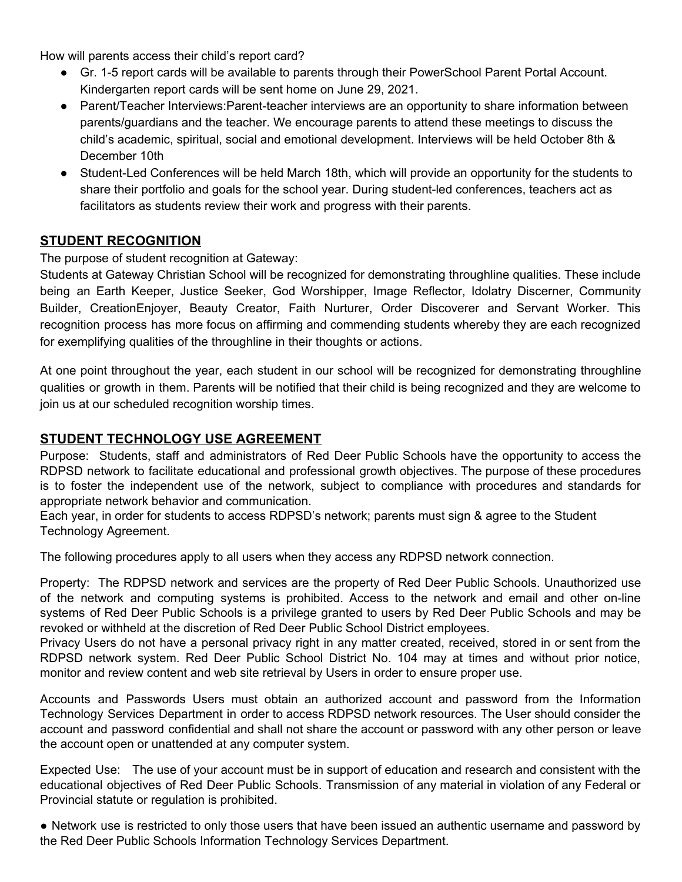How will parents access their child's report card?

- Gr. 1-5 report cards will be available to parents through their PowerSchool Parent Portal Account. Kindergarten report cards will be sent home on June 29, 2021.
- Parent/Teacher Interviews:Parent-teacher interviews are an opportunity to share information between parents/guardians and the teacher. We encourage parents to attend these meetings to discuss the child's academic, spiritual, social and emotional development. Interviews will be held October 8th & December 10th
- Student-Led Conferences will be held March 18th, which will provide an opportunity for the students to share their portfolio and goals for the school year. During student-led conferences, teachers act as facilitators as students review their work and progress with their parents.

## STUDENT RECOGNITION

The purpose of student recognition at Gateway:

Students at Gateway Christian School will be recognized for demonstrating throughline qualities. These include being an Earth Keeper, Justice Seeker, God Worshipper, Image Reflector, Idolatry Discerner, Community Builder, CreationEnjoyer, Beauty Creator, Faith Nurturer, Order Discoverer and Servant Worker. This recognition process has more focus on affirming and commending students whereby they are each recognized for exemplifying qualities of the throughline in their thoughts or actions.

At one point throughout the year, each student in our school will be recognized for demonstrating throughline qualities or growth in them. Parents will be notified that their child is being recognized and they are welcome to join us at our scheduled recognition worship times.

## STUDENT TECHNOLOGY USE AGREEMENT

Purpose: Students, staff and administrators of Red Deer Public Schools have the opportunity to access the RDPSD network to facilitate educational and professional growth objectives. The purpose of these procedures is to foster the independent use of the network, subject to compliance with procedures and standards for appropriate network behavior and communication.

Each year, in order for students to access RDPSD's network; parents must sign & agree to the Student Technology Agreement.

The following procedures apply to all users when they access any RDPSD network connection.

Property: The RDPSD network and services are the property of Red Deer Public Schools. Unauthorized use of the network and computing systems is prohibited. Access to the network and email and other on-line systems of Red Deer Public Schools is a privilege granted to users by Red Deer Public Schools and may be revoked or withheld at the discretion of Red Deer Public School District employees.

Privacy Users do not have a personal privacy right in any matter created, received, stored in or sent from the RDPSD network system. Red Deer Public School District No. 104 may at times and without prior notice, monitor and review content and web site retrieval by Users in order to ensure proper use.

Accounts and Passwords Users must obtain an authorized account and password from the Information Technology Services Department in order to access RDPSD network resources. The User should consider the account and password confidential and shall not share the account or password with any other person or leave the account open or unattended at any computer system.

Expected Use: The use of your account must be in support of education and research and consistent with the educational objectives of Red Deer Public Schools. Transmission of any material in violation of any Federal or Provincial statute or regulation is prohibited.

- Network use is restricted to only those users that have been issued an authentic username and password by the Red Deer Public Schools Information Technology Services Department.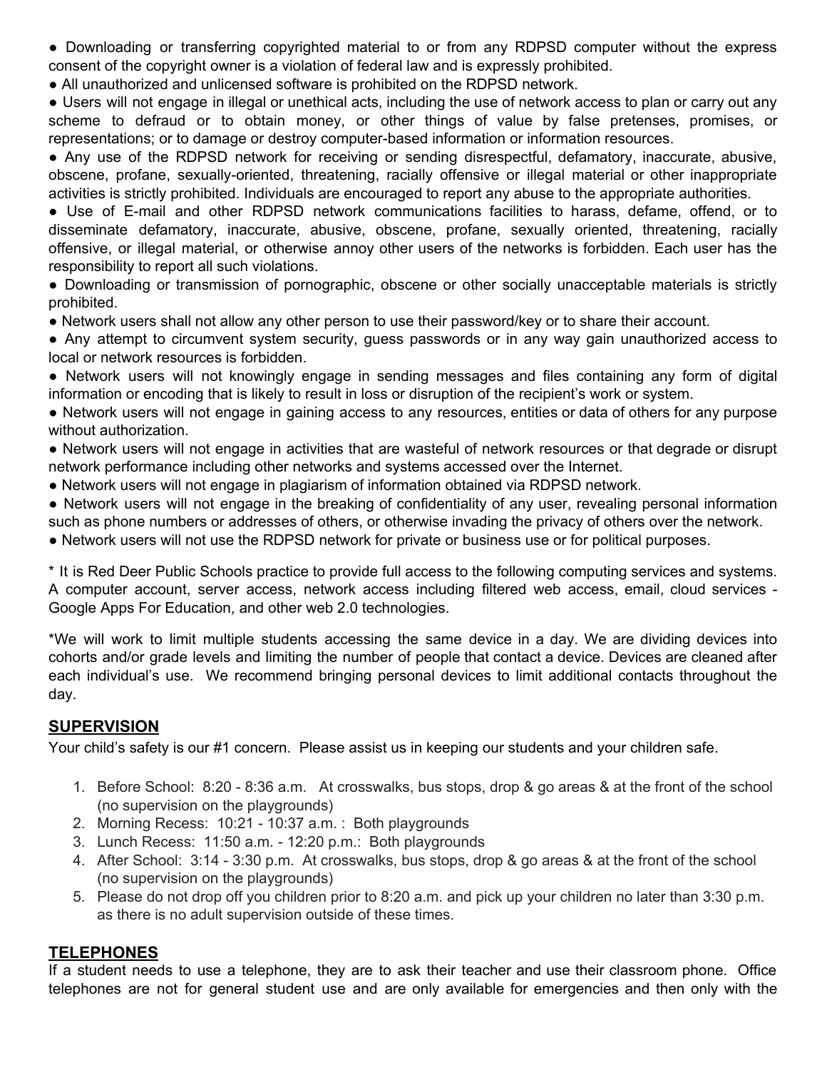- Downloading or transferring copyrighted material to or from any RDPSD computer without the express consent of the copyright owner is a violation of federal law and is expressly prohibited.
- All unauthorized and unlicensed software is prohibited on the RDPSD network.
- Users will not engage in illegal or unethical acts, including the use of network access to plan or carry out any scheme to defraud or to obtain money, or other things of value by false pretenses, promises, or representations; or to damage or destroy computer-based information or information resources.
- Any use of the RDPSD network for receiving or sending disrespectful, defamatory, inaccurate, abusive, obscene, profane, sexually-oriented, threatening, racially offensive or illegal material or other inappropriate activities is strictly prohibited. Individuals are encouraged to report any abuse to the appropriate authorities.
- Use of E-mail and other RDPSD network communications facilities to harass, defame, offend, or to disseminate defamatory, inaccurate, abusive, obscene, profane, sexually oriented, threatening, racially offensive, or illegal material, or otherwise annoy other users of the networks is forbidden. Each user has the responsibility to report all such violations.
- Downloading or transmission of pornographic, obscene or other socially unacceptable materials is strictly prohibited.
- Network users shall not allow any other person to use their password/key or to share their account.
- Any attempt to circumvent system security, guess passwords or in any way gain unauthorized access to local or network resources is forbidden.
- Network users will not knowingly engage in sending messages and files containing any form of digital information or encoding that is likely to result in loss or disruption of the recipient's work or system.
- Network users will not engage in gaining access to any resources, entities or data of others for any purpose without authorization.
- Network users will not engage in activities that are wasteful of network resources or that degrade or disrupt network performance including other networks and systems accessed over the Internet.
- Network users will not engage in plagiarism of information obtained via RDPSD network.
- Network users will not engage in the breaking of confidentiality of any user, revealing personal information such as phone numbers or addresses of others, or otherwise invading the privacy of others over the network.
- Network users will not use the RDPSD network for private or business use or for political purposes.

* It is Red Deer Public Schools practice to provide full access to the following computing services and systems. A computer account, server access, network access including filtered web access, email, cloud services - Google Apps For Education, and other web 2.0 technologies.

*We will work to limit multiple students accessing the same device in a day. We are dividing devices into cohorts and/or grade levels and limiting the number of people that contact a device. Devices are cleaned after each individual's use. We recommend bringing personal devices to limit additional contacts throughout the day.

## SUPERVISION

Your child's safety is our #1 concern. Please assist us in keeping our students and your children safe.

1. Before School: 8:20 - 8:36 a.m. At crosswalks, bus stops, drop & go areas & at the front of the school (no supervision on the playgrounds)
2. Morning Recess: 10:21 - 10:37 a.m. : Both playgrounds
3. Lunch Recess: 11:50 a.m. - 12:20 p.m.: Both playgrounds
4. After School: 3:14 - 3:30 p.m. At crosswalks, bus stops, drop & go areas & at the front of the school (no supervision on the playgrounds)
5. Please do not drop off you children prior to 8:20 a.m. and pick up your children no later than 3:30 p.m. as there is no adult supervision outside of these times.

## TELEPHONES

If a student needs to use a telephone, they are to ask their teacher and use their classroom phone. Office telephones are not for general student use and are only available for emergencies and then only with the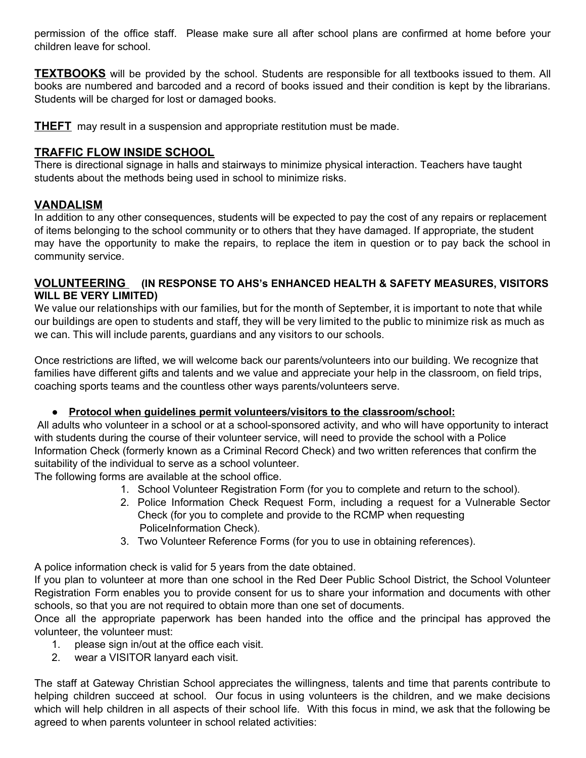permission of the office staff. Please make sure all after school plans are confirmed at home before your children leave for school.

**TEXTBOOKS** will be provided by the school. Students are responsible for all textbooks issued to them. All books are numbered and barcoded and a record of books issued and their condition is kept by the librarians. Students will be charged for lost or damaged books.

**THEFT** may result in a suspension and appropriate restitution must be made.

## TRAFFIC FLOW INSIDE SCHOOL

There is directional signage in halls and stairways to minimize physical interaction. Teachers have taught students about the methods being used in school to minimize risks.

## VANDALISM

In addition to any other consequences, students will be expected to pay the cost of any repairs or replacement of items belonging to the school community or to others that they have damaged. If appropriate, the student may have the opportunity to make the repairs, to replace the item in question or to pay back the school in community service.

## VOLUNTEERING (IN RESPONSE TO AHS's ENHANCED HEALTH & SAFETY MEASURES, VISITORS WILL BE VERY LIMITED)

We value our relationships with our families, but for the month of September, it is important to note that while our buildings are open to students and staff, they will be very limited to the public to minimize risk as much as we can. This will include parents, guardians and any visitors to our schools.

Once restrictions are lifted, we will welcome back our parents/volunteers into our building. We recognize that families have different gifts and talents and we value and appreciate your help in the classroom, on field trips, coaching sports teams and the countless other ways parents/volunteers serve.

- **Protocol when guidelines permit volunteers/visitors to the classroom/school:**

All adults who volunteer in a school or at a school-sponsored activity, and who will have opportunity to interact with students during the course of their volunteer service, will need to provide the school with a Police Information Check (formerly known as a Criminal Record Check) and two written references that confirm the suitability of the individual to serve as a school volunteer.

The following forms are available at the school office.

1. School Volunteer Registration Form (for you to complete and return to the school).
2. Police Information Check Request Form, including a request for a Vulnerable Sector Check (for you to complete and provide to the RCMP when requesting PoliceInformation Check).
3. Two Volunteer Reference Forms (for you to use in obtaining references).

A police information check is valid for 5 years from the date obtained.

If you plan to volunteer at more than one school in the Red Deer Public School District, the School Volunteer Registration Form enables you to provide consent for us to share your information and documents with other schools, so that you are not required to obtain more than one set of documents.

Once all the appropriate paperwork has been handed into the office and the principal has approved the volunteer, the volunteer must:

1. please sign in/out at the office each visit.
2. wear a VISITOR lanyard each visit.

The staff at Gateway Christian School appreciates the willingness, talents and time that parents contribute to helping children succeed at school. Our focus in using volunteers is the children, and we make decisions which will help children in all aspects of their school life. With this focus in mind, we ask that the following be agreed to when parents volunteer in school related activities: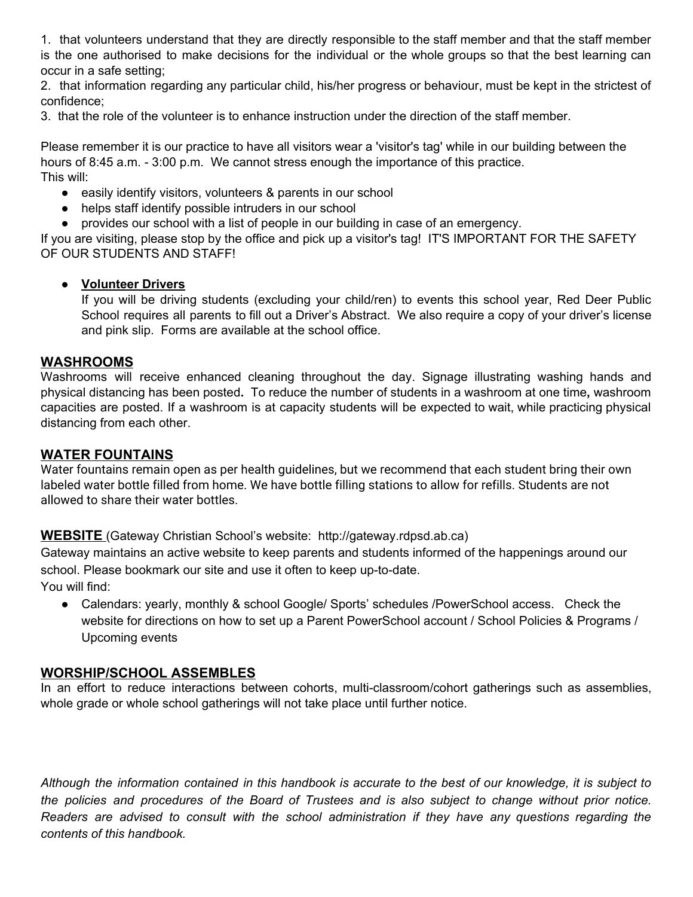1. that volunteers understand that they are directly responsible to the staff member and that the staff member is the one authorised to make decisions for the individual or the whole groups so that the best learning can occur in a safe setting;
2. that information regarding any particular child, his/her progress or behaviour, must be kept in the strictest of confidence;
3. that the role of the volunteer is to enhance instruction under the direction of the staff member.

Please remember it is our practice to have all visitors wear a 'visitor's tag' while in our building between the hours of 8:45 a.m. - 3:00 p.m. We cannot stress enough the importance of this practice.
This will:

- easily identify visitors, volunteers & parents in our school
- helps staff identify possible intruders in our school
- provides our school with a list of people in our building in case of an emergency.

If you are visiting, please stop by the office and pick up a visitor's tag! IT'S IMPORTANT FOR THE SAFETY OF OUR STUDENTS AND STAFF!

- **Volunteer Drivers**
  If you will be driving students (excluding your child/ren) to events this school year, Red Deer Public School requires all parents to fill out a Driver's Abstract. We also require a copy of your driver's license and pink slip. Forms are available at the school office.

## WASHROOMS

Washrooms will receive enhanced cleaning throughout the day. Signage illustrating washing hands and physical distancing has been posted**.** To reduce the number of students in a washroom at one time**,** washroom capacities are posted. If a washroom is at capacity students will be expected to wait, while practicing physical distancing from each other.

## WATER FOUNTAINS

Water fountains remain open as per health guidelines, but we recommend that each student bring their own labeled water bottle filled from home. We have bottle filling stations to allow for refills. Students are not allowed to share their water bottles.

## WEBSITE (Gateway Christian School's website: http://gateway.rdpsd.ab.ca)

Gateway maintains an active website to keep parents and students informed of the happenings around our school. Please bookmark our site and use it often to keep up-to-date.
You will find:

- Calendars: yearly, monthly & school Google/ Sports' schedules /PowerSchool access. Check the website for directions on how to set up a Parent PowerSchool account / School Policies & Programs / Upcoming events

## WORSHIP/SCHOOL ASSEMBLES

In an effort to reduce interactions between cohorts, multi-classroom/cohort gatherings such as assemblies, whole grade or whole school gatherings will not take place until further notice.

*Although the information contained in this handbook is accurate to the best of our knowledge, it is subject to the policies and procedures of the Board of Trustees and is also subject to change without prior notice. Readers are advised to consult with the school administration if they have any questions regarding the contents of this handbook.*